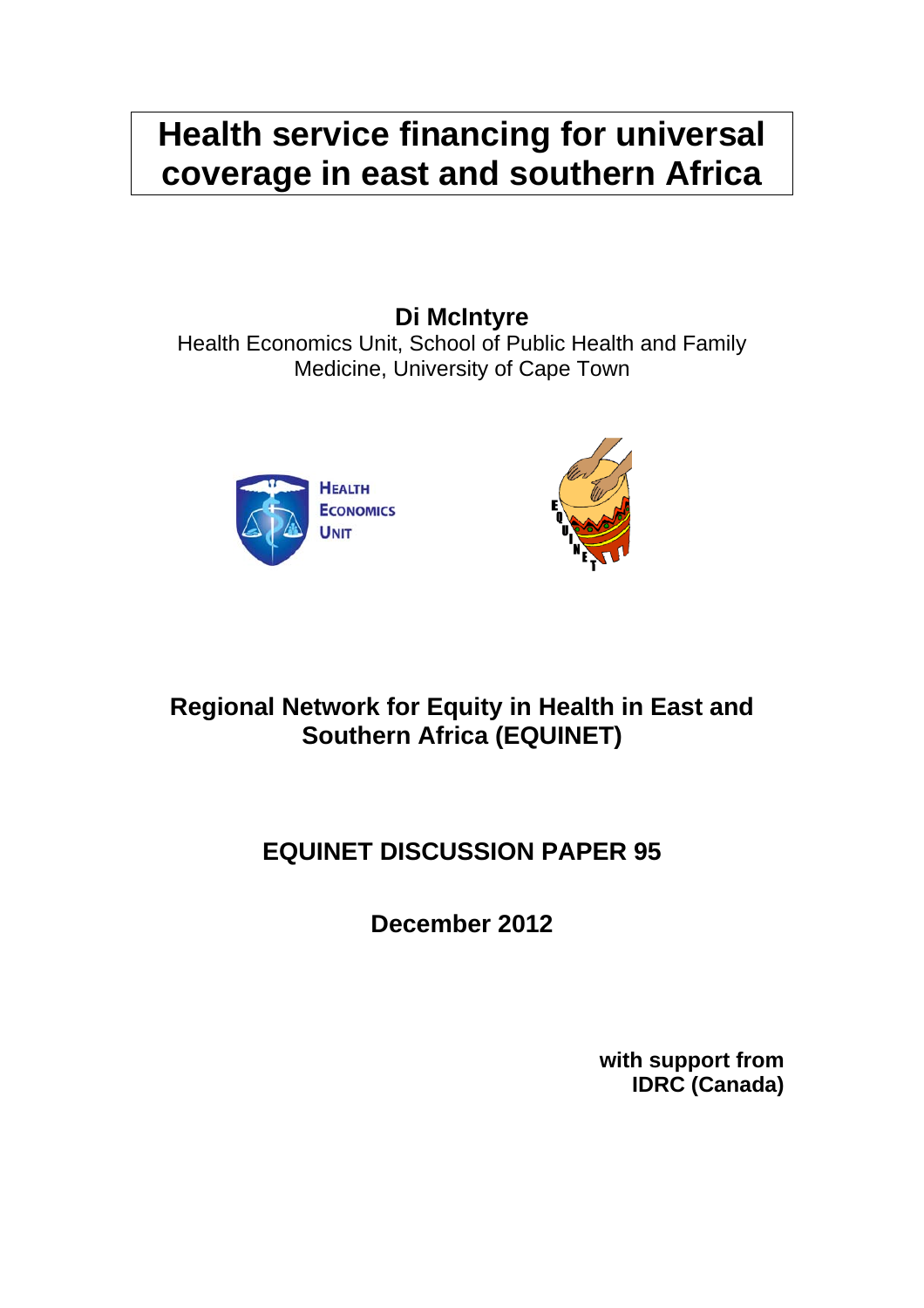# Health service financing for universal coverage in east and southern Africa

**Di McIntyre**
Health Economics Unit, School of Public Health and Family Medicine, University of Cape Town

**Regional Network for Equity in Health in East and Southern Africa (EQUINET)**

**EQUINET DISCUSSION PAPER 95**

**December 2012**

**with support from IDRC (Canada)**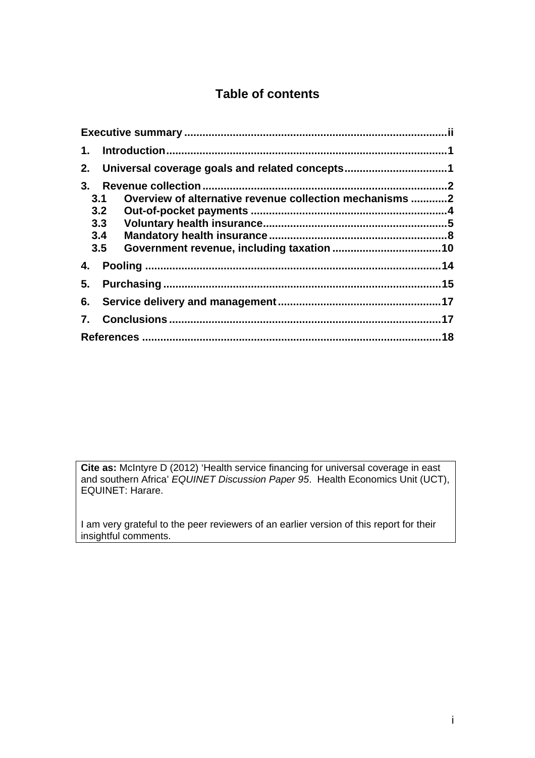## Table of contents

**Executive summary** ............................................................ **ii**

**1. Introduction** ............................................................ **1**

**2. Universal coverage goals and related concepts** ............................................................ **1**

**3. Revenue collection** ............................................................ **2**

- **3.1 Overview of alternative revenue collection mechanisms** ............................................................ **2**
- **3.2 Out-of-pocket payments** ............................................................ **4**
- **3.3 Voluntary health insurance** ............................................................ **5**
- **3.4 Mandatory health insurance** ............................................................ **8**
- **3.5 Government revenue, including taxation** ............................................................ **10**

**4. Pooling** ............................................................ **14**

**5. Purchasing** ............................................................ **15**

**6. Service delivery and management** ............................................................ **17**

**7. Conclusions** ............................................................ **17**

**References** ............................................................ **18**

**Cite as:** McIntyre D (2012) 'Health service financing for universal coverage in east and southern Africa' *EQUINET Discussion Paper 95*. Health Economics Unit (UCT), EQUINET: Harare.

I am very grateful to the peer reviewers of an earlier version of this report for their insightful comments.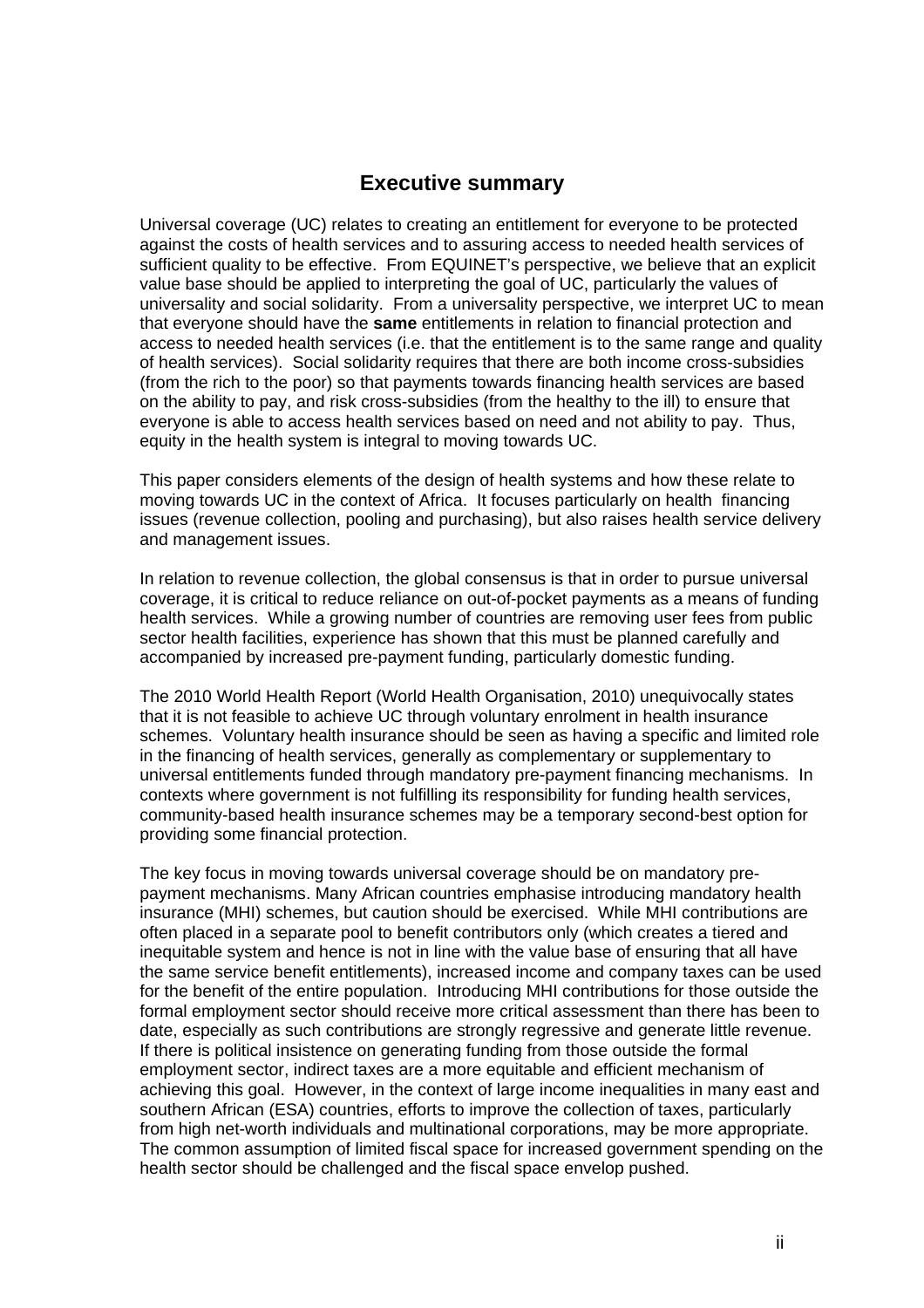## Executive summary

Universal coverage (UC) relates to creating an entitlement for everyone to be protected against the costs of health services and to assuring access to needed health services of sufficient quality to be effective. From EQUINET's perspective, we believe that an explicit value base should be applied to interpreting the goal of UC, particularly the values of universality and social solidarity. From a universality perspective, we interpret UC to mean that everyone should have the **same** entitlements in relation to financial protection and access to needed health services (i.e. that the entitlement is to the same range and quality of health services). Social solidarity requires that there are both income cross-subsidies (from the rich to the poor) so that payments towards financing health services are based on the ability to pay, and risk cross-subsidies (from the healthy to the ill) to ensure that everyone is able to access health services based on need and not ability to pay. Thus, equity in the health system is integral to moving towards UC.

This paper considers elements of the design of health systems and how these relate to moving towards UC in the context of Africa. It focuses particularly on health financing issues (revenue collection, pooling and purchasing), but also raises health service delivery and management issues.

In relation to revenue collection, the global consensus is that in order to pursue universal coverage, it is critical to reduce reliance on out-of-pocket payments as a means of funding health services. While a growing number of countries are removing user fees from public sector health facilities, experience has shown that this must be planned carefully and accompanied by increased pre-payment funding, particularly domestic funding.

The 2010 World Health Report (World Health Organisation, 2010) unequivocally states that it is not feasible to achieve UC through voluntary enrolment in health insurance schemes. Voluntary health insurance should be seen as having a specific and limited role in the financing of health services, generally as complementary or supplementary to universal entitlements funded through mandatory pre-payment financing mechanisms. In contexts where government is not fulfilling its responsibility for funding health services, community-based health insurance schemes may be a temporary second-best option for providing some financial protection.

The key focus in moving towards universal coverage should be on mandatory pre-payment mechanisms. Many African countries emphasise introducing mandatory health insurance (MHI) schemes, but caution should be exercised. While MHI contributions are often placed in a separate pool to benefit contributors only (which creates a tiered and inequitable system and hence is not in line with the value base of ensuring that all have the same service benefit entitlements), increased income and company taxes can be used for the benefit of the entire population. Introducing MHI contributions for those outside the formal employment sector should receive more critical assessment than there has been to date, especially as such contributions are strongly regressive and generate little revenue. If there is political insistence on generating funding from those outside the formal employment sector, indirect taxes are a more equitable and efficient mechanism of achieving this goal. However, in the context of large income inequalities in many east and southern African (ESA) countries, efforts to improve the collection of taxes, particularly from high net-worth individuals and multinational corporations, may be more appropriate. The common assumption of limited fiscal space for increased government spending on the health sector should be challenged and the fiscal space envelop pushed.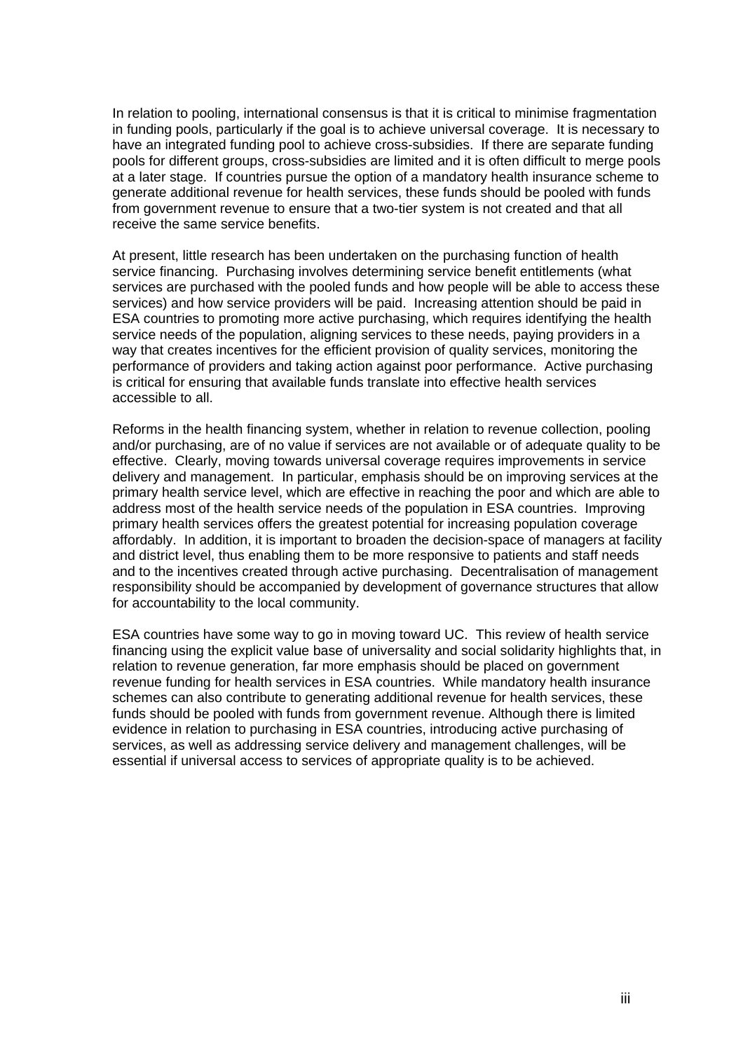In relation to pooling, international consensus is that it is critical to minimise fragmentation in funding pools, particularly if the goal is to achieve universal coverage. It is necessary to have an integrated funding pool to achieve cross-subsidies. If there are separate funding pools for different groups, cross-subsidies are limited and it is often difficult to merge pools at a later stage. If countries pursue the option of a mandatory health insurance scheme to generate additional revenue for health services, these funds should be pooled with funds from government revenue to ensure that a two-tier system is not created and that all receive the same service benefits.

At present, little research has been undertaken on the purchasing function of health service financing. Purchasing involves determining service benefit entitlements (what services are purchased with the pooled funds and how people will be able to access these services) and how service providers will be paid. Increasing attention should be paid in ESA countries to promoting more active purchasing, which requires identifying the health service needs of the population, aligning services to these needs, paying providers in a way that creates incentives for the efficient provision of quality services, monitoring the performance of providers and taking action against poor performance. Active purchasing is critical for ensuring that available funds translate into effective health services accessible to all.

Reforms in the health financing system, whether in relation to revenue collection, pooling and/or purchasing, are of no value if services are not available or of adequate quality to be effective. Clearly, moving towards universal coverage requires improvements in service delivery and management. In particular, emphasis should be on improving services at the primary health service level, which are effective in reaching the poor and which are able to address most of the health service needs of the population in ESA countries. Improving primary health services offers the greatest potential for increasing population coverage affordably. In addition, it is important to broaden the decision-space of managers at facility and district level, thus enabling them to be more responsive to patients and staff needs and to the incentives created through active purchasing. Decentralisation of management responsibility should be accompanied by development of governance structures that allow for accountability to the local community.

ESA countries have some way to go in moving toward UC. This review of health service financing using the explicit value base of universality and social solidarity highlights that, in relation to revenue generation, far more emphasis should be placed on government revenue funding for health services in ESA countries. While mandatory health insurance schemes can also contribute to generating additional revenue for health services, these funds should be pooled with funds from government revenue. Although there is limited evidence in relation to purchasing in ESA countries, introducing active purchasing of services, as well as addressing service delivery and management challenges, will be essential if universal access to services of appropriate quality is to be achieved.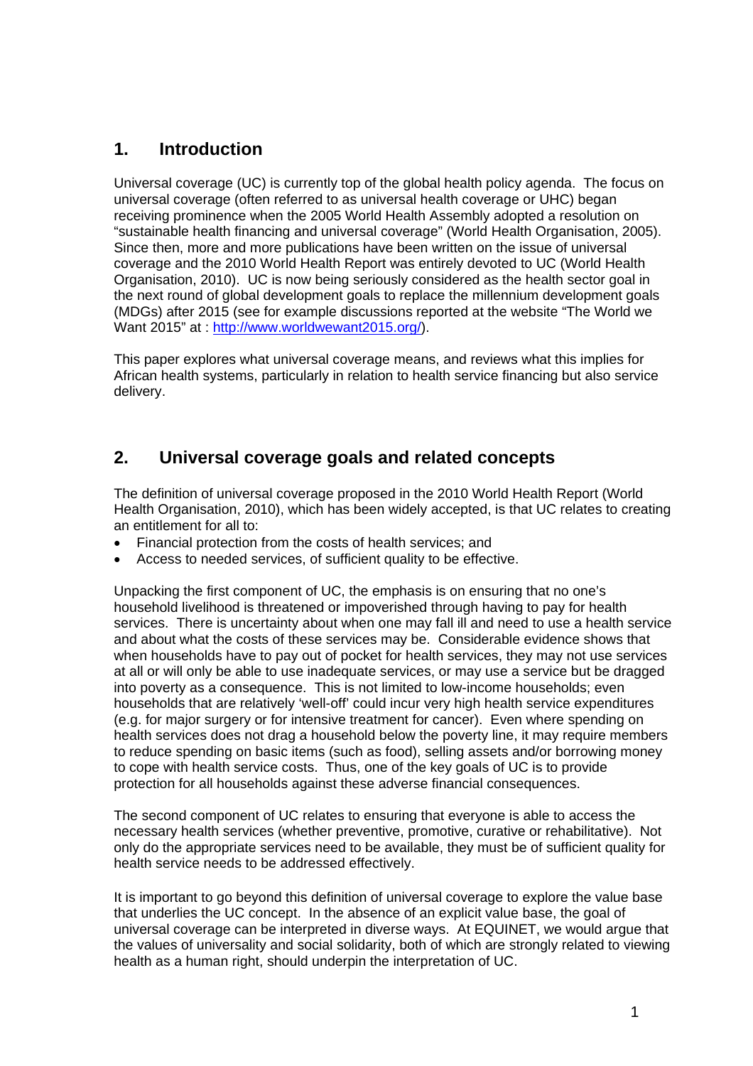## 1. Introduction

Universal coverage (UC) is currently top of the global health policy agenda. The focus on universal coverage (often referred to as universal health coverage or UHC) began receiving prominence when the 2005 World Health Assembly adopted a resolution on "sustainable health financing and universal coverage" (World Health Organisation, 2005). Since then, more and more publications have been written on the issue of universal coverage and the 2010 World Health Report was entirely devoted to UC (World Health Organisation, 2010). UC is now being seriously considered as the health sector goal in the next round of global development goals to replace the millennium development goals (MDGs) after 2015 (see for example discussions reported at the website "The World we Want 2015" at : http://www.worldwewant2015.org/).

This paper explores what universal coverage means, and reviews what this implies for African health systems, particularly in relation to health service financing but also service delivery.

## 2. Universal coverage goals and related concepts

The definition of universal coverage proposed in the 2010 World Health Report (World Health Organisation, 2010), which has been widely accepted, is that UC relates to creating an entitlement for all to:

- Financial protection from the costs of health services; and
- Access to needed services, of sufficient quality to be effective.

Unpacking the first component of UC, the emphasis is on ensuring that no one's household livelihood is threatened or impoverished through having to pay for health services. There is uncertainty about when one may fall ill and need to use a health service and about what the costs of these services may be. Considerable evidence shows that when households have to pay out of pocket for health services, they may not use services at all or will only be able to use inadequate services, or may use a service but be dragged into poverty as a consequence. This is not limited to low-income households; even households that are relatively 'well-off' could incur very high health service expenditures (e.g. for major surgery or for intensive treatment for cancer). Even where spending on health services does not drag a household below the poverty line, it may require members to reduce spending on basic items (such as food), selling assets and/or borrowing money to cope with health service costs. Thus, one of the key goals of UC is to provide protection for all households against these adverse financial consequences.

The second component of UC relates to ensuring that everyone is able to access the necessary health services (whether preventive, promotive, curative or rehabilitative). Not only do the appropriate services need to be available, they must be of sufficient quality for health service needs to be addressed effectively.

It is important to go beyond this definition of universal coverage to explore the value base that underlies the UC concept. In the absence of an explicit value base, the goal of universal coverage can be interpreted in diverse ways. At EQUINET, we would argue that the values of universality and social solidarity, both of which are strongly related to viewing health as a human right, should underpin the interpretation of UC.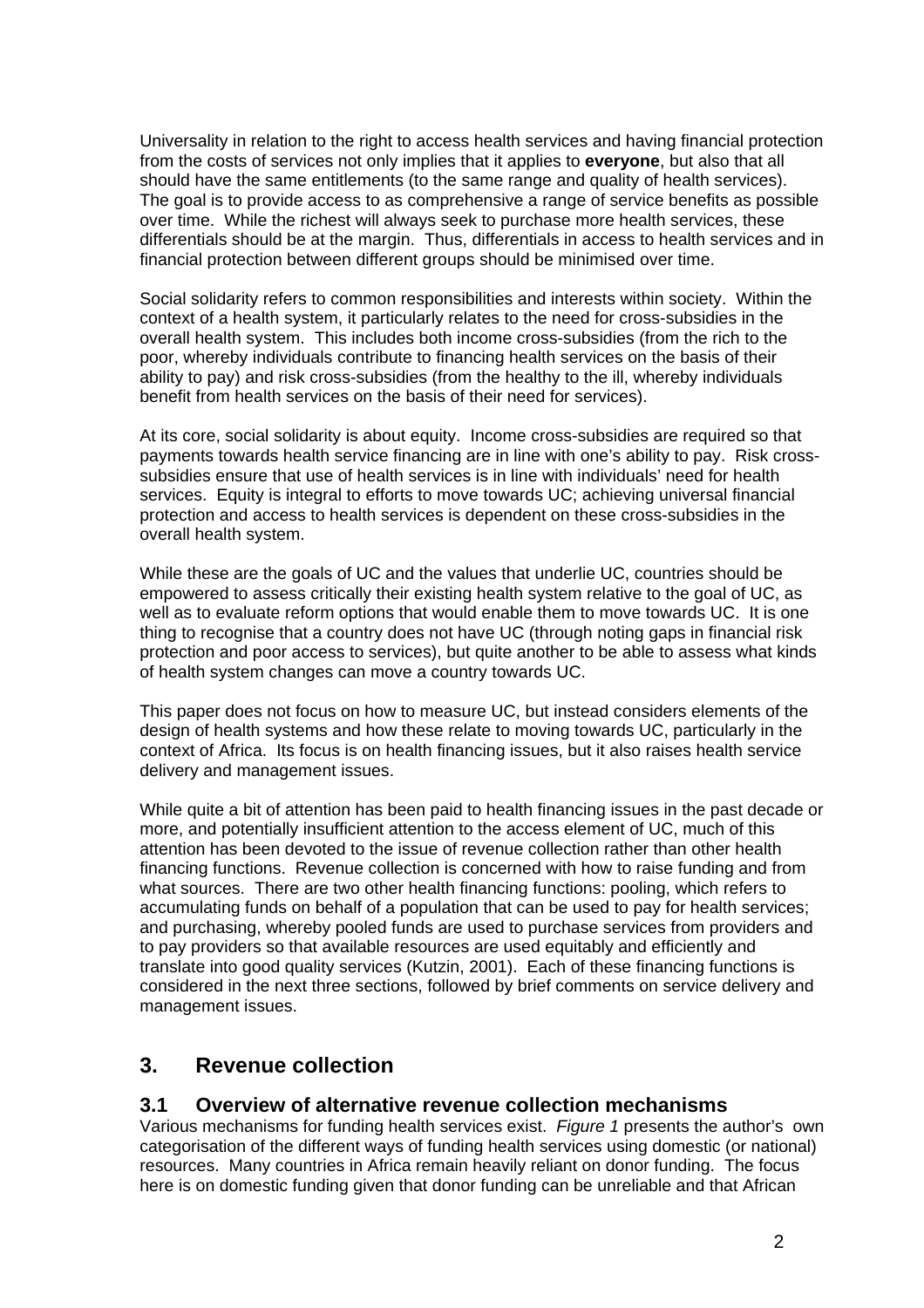Universality in relation to the right to access health services and having financial protection from the costs of services not only implies that it applies to **everyone**, but also that all should have the same entitlements (to the same range and quality of health services). The goal is to provide access to as comprehensive a range of service benefits as possible over time. While the richest will always seek to purchase more health services, these differentials should be at the margin. Thus, differentials in access to health services and in financial protection between different groups should be minimised over time.

Social solidarity refers to common responsibilities and interests within society. Within the context of a health system, it particularly relates to the need for cross-subsidies in the overall health system. This includes both income cross-subsidies (from the rich to the poor, whereby individuals contribute to financing health services on the basis of their ability to pay) and risk cross-subsidies (from the healthy to the ill, whereby individuals benefit from health services on the basis of their need for services).

At its core, social solidarity is about equity. Income cross-subsidies are required so that payments towards health service financing are in line with one's ability to pay. Risk cross-subsidies ensure that use of health services is in line with individuals' need for health services. Equity is integral to efforts to move towards UC; achieving universal financial protection and access to health services is dependent on these cross-subsidies in the overall health system.

While these are the goals of UC and the values that underlie UC, countries should be empowered to assess critically their existing health system relative to the goal of UC, as well as to evaluate reform options that would enable them to move towards UC. It is one thing to recognise that a country does not have UC (through noting gaps in financial risk protection and poor access to services), but quite another to be able to assess what kinds of health system changes can move a country towards UC.

This paper does not focus on how to measure UC, but instead considers elements of the design of health systems and how these relate to moving towards UC, particularly in the context of Africa. Its focus is on health financing issues, but it also raises health service delivery and management issues.

While quite a bit of attention has been paid to health financing issues in the past decade or more, and potentially insufficient attention to the access element of UC, much of this attention has been devoted to the issue of revenue collection rather than other health financing functions. Revenue collection is concerned with how to raise funding and from what sources. There are two other health financing functions: pooling, which refers to accumulating funds on behalf of a population that can be used to pay for health services; and purchasing, whereby pooled funds are used to purchase services from providers and to pay providers so that available resources are used equitably and efficiently and translate into good quality services (Kutzin, 2001). Each of these financing functions is considered in the next three sections, followed by brief comments on service delivery and management issues.

## 3. Revenue collection

### 3.1 Overview of alternative revenue collection mechanisms

Various mechanisms for funding health services exist. *Figure 1* presents the author's own categorisation of the different ways of funding health services using domestic (or national) resources. Many countries in Africa remain heavily reliant on donor funding. The focus here is on domestic funding given that donor funding can be unreliable and that African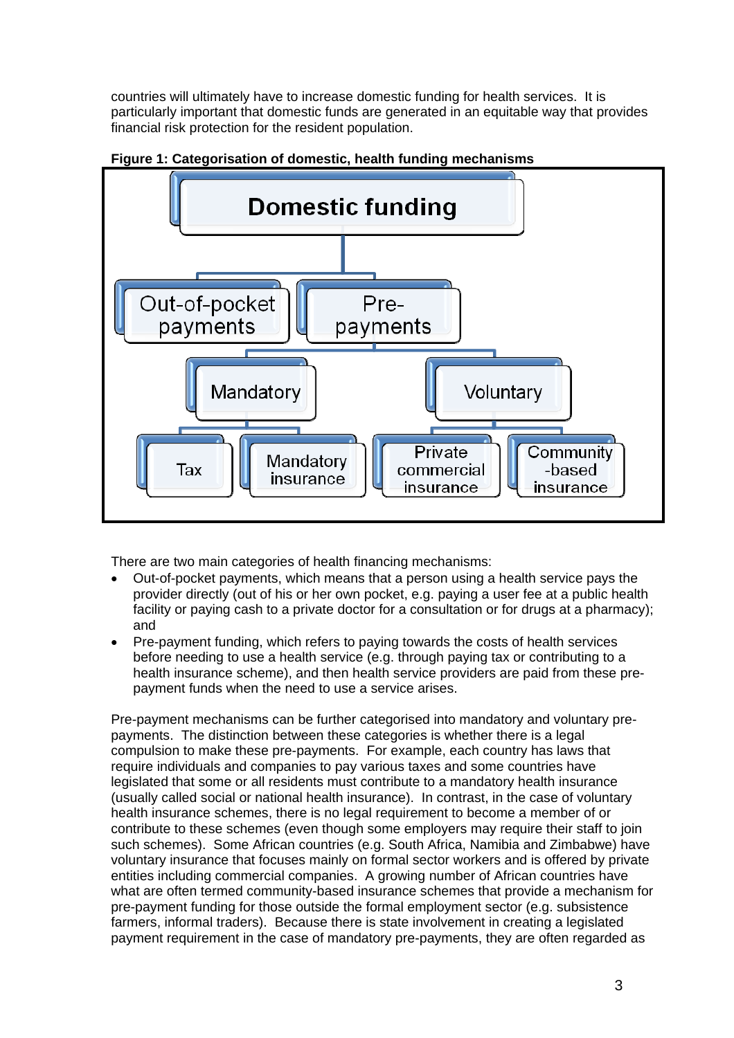countries will ultimately have to increase domestic funding for health services. It is particularly important that domestic funds are generated in an equitable way that provides financial risk protection for the resident population.

**Figure 1: Categorisation of domestic, health funding mechanisms**

- Domestic funding
  - Out-of-pocket payments
  - Pre-payments
    - Mandatory
      - Tax
      - Mandatory insurance
    - Voluntary
      - Private commercial insurance
      - Community-based insurance

There are two main categories of health financing mechanisms:

- Out-of-pocket payments, which means that a person using a health service pays the provider directly (out of his or her own pocket, e.g. paying a user fee at a public health facility or paying cash to a private doctor for a consultation or for drugs at a pharmacy); and
- Pre-payment funding, which refers to paying towards the costs of health services before needing to use a health service (e.g. through paying tax or contributing to a health insurance scheme), and then health service providers are paid from these pre-payment funds when the need to use a service arises.

Pre-payment mechanisms can be further categorised into mandatory and voluntary pre-payments. The distinction between these categories is whether there is a legal compulsion to make these pre-payments. For example, each country has laws that require individuals and companies to pay various taxes and some countries have legislated that some or all residents must contribute to a mandatory health insurance (usually called social or national health insurance). In contrast, in the case of voluntary health insurance schemes, there is no legal requirement to become a member of or contribute to these schemes (even though some employers may require their staff to join such schemes). Some African countries (e.g. South Africa, Namibia and Zimbabwe) have voluntary insurance that focuses mainly on formal sector workers and is offered by private entities including commercial companies. A growing number of African countries have what are often termed community-based insurance schemes that provide a mechanism for pre-payment funding for those outside the formal employment sector (e.g. subsistence farmers, informal traders). Because there is state involvement in creating a legislated payment requirement in the case of mandatory pre-payments, they are often regarded as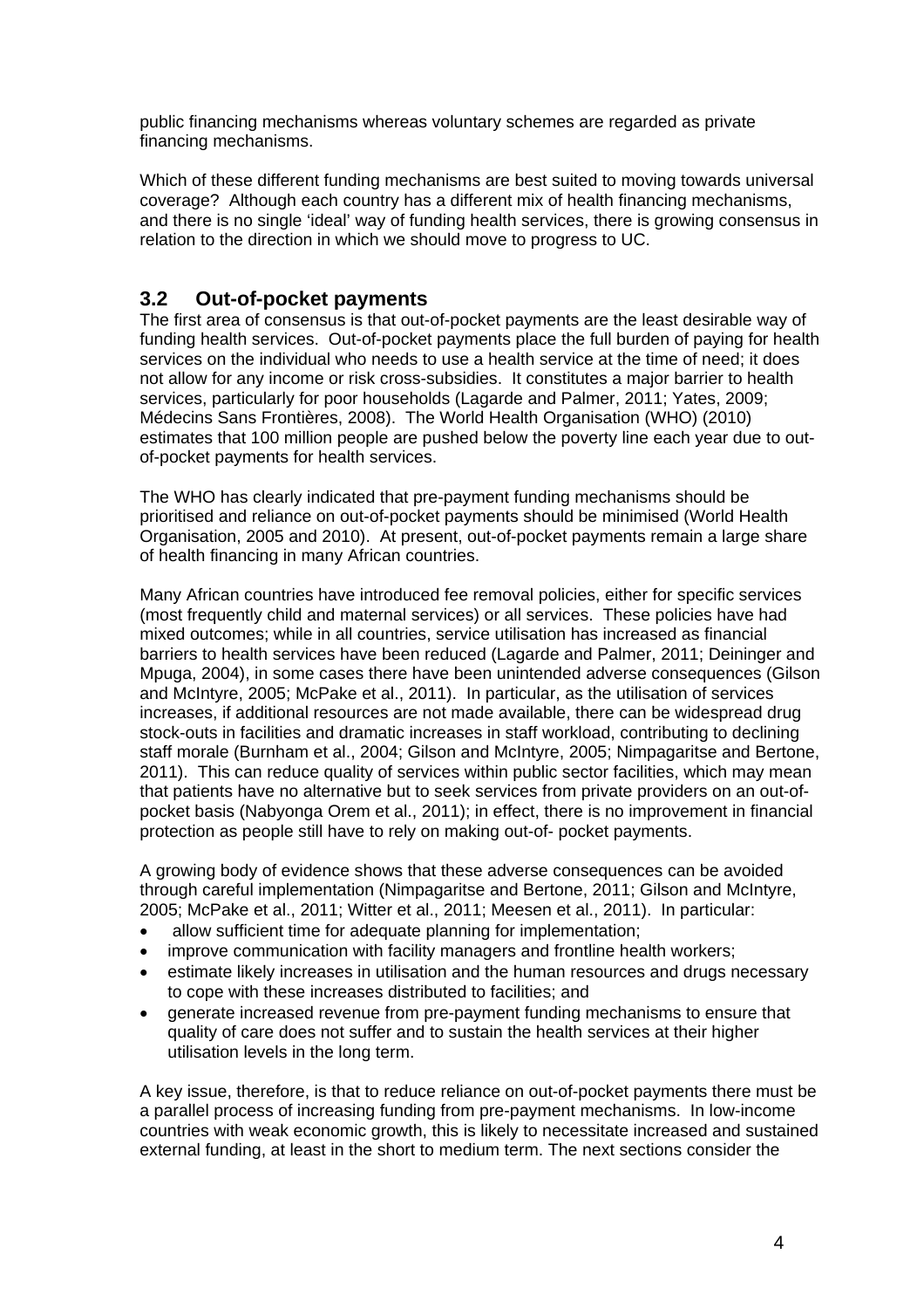public financing mechanisms whereas voluntary schemes are regarded as private financing mechanisms.

Which of these different funding mechanisms are best suited to moving towards universal coverage? Although each country has a different mix of health financing mechanisms, and there is no single 'ideal' way of funding health services, there is growing consensus in relation to the direction in which we should move to progress to UC.

## 3.2 Out-of-pocket payments

The first area of consensus is that out-of-pocket payments are the least desirable way of funding health services. Out-of-pocket payments place the full burden of paying for health services on the individual who needs to use a health service at the time of need; it does not allow for any income or risk cross-subsidies. It constitutes a major barrier to health services, particularly for poor households (Lagarde and Palmer, 2011; Yates, 2009; Médecins Sans Frontières, 2008). The World Health Organisation (WHO) (2010) estimates that 100 million people are pushed below the poverty line each year due to out-of-pocket payments for health services.

The WHO has clearly indicated that pre-payment funding mechanisms should be prioritised and reliance on out-of-pocket payments should be minimised (World Health Organisation, 2005 and 2010). At present, out-of-pocket payments remain a large share of health financing in many African countries.

Many African countries have introduced fee removal policies, either for specific services (most frequently child and maternal services) or all services. These policies have had mixed outcomes; while in all countries, service utilisation has increased as financial barriers to health services have been reduced (Lagarde and Palmer, 2011; Deininger and Mpuga, 2004), in some cases there have been unintended adverse consequences (Gilson and McIntyre, 2005; McPake et al., 2011). In particular, as the utilisation of services increases, if additional resources are not made available, there can be widespread drug stock-outs in facilities and dramatic increases in staff workload, contributing to declining staff morale (Burnham et al., 2004; Gilson and McIntyre, 2005; Nimpagaritse and Bertone, 2011). This can reduce quality of services within public sector facilities, which may mean that patients have no alternative but to seek services from private providers on an out-of-pocket basis (Nabyonga Orem et al., 2011); in effect, there is no improvement in financial protection as people still have to rely on making out-of- pocket payments.

A growing body of evidence shows that these adverse consequences can be avoided through careful implementation (Nimpagaritse and Bertone, 2011; Gilson and McIntyre, 2005; McPake et al., 2011; Witter et al., 2011; Meesen et al., 2011). In particular:

- allow sufficient time for adequate planning for implementation;
- improve communication with facility managers and frontline health workers;
- estimate likely increases in utilisation and the human resources and drugs necessary to cope with these increases distributed to facilities; and
- generate increased revenue from pre-payment funding mechanisms to ensure that quality of care does not suffer and to sustain the health services at their higher utilisation levels in the long term.

A key issue, therefore, is that to reduce reliance on out-of-pocket payments there must be a parallel process of increasing funding from pre-payment mechanisms. In low-income countries with weak economic growth, this is likely to necessitate increased and sustained external funding, at least in the short to medium term. The next sections consider the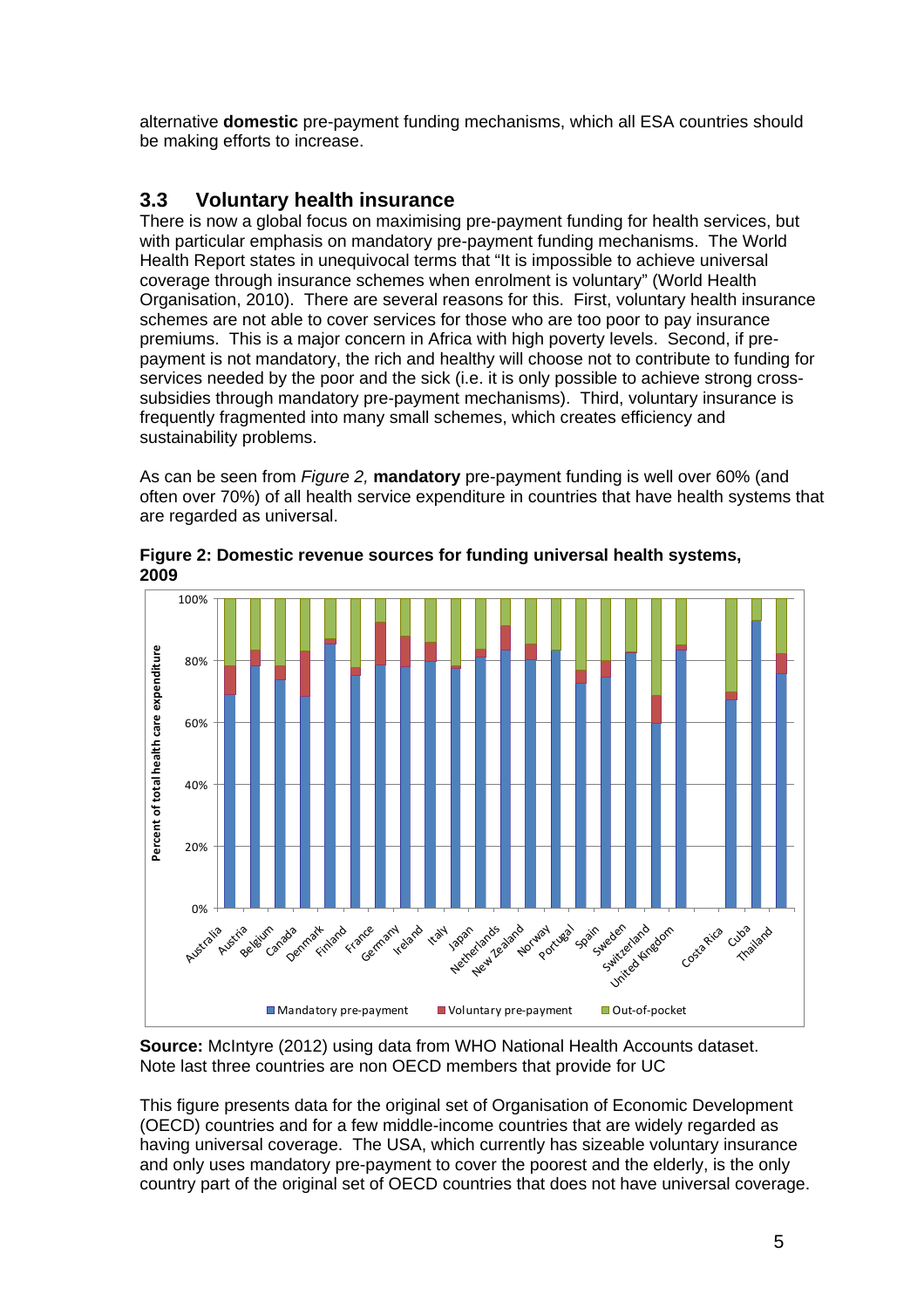alternative **domestic** pre-payment funding mechanisms, which all ESA countries should be making efforts to increase.

## 3.3 Voluntary health insurance

There is now a global focus on maximising pre-payment funding for health services, but with particular emphasis on mandatory pre-payment funding mechanisms. The World Health Report states in unequivocal terms that "It is impossible to achieve universal coverage through insurance schemes when enrolment is voluntary" (World Health Organisation, 2010). There are several reasons for this. First, voluntary health insurance schemes are not able to cover services for those who are too poor to pay insurance premiums. This is a major concern in Africa with high poverty levels. Second, if pre-payment is not mandatory, the rich and healthy will choose not to contribute to funding for services needed by the poor and the sick (i.e. it is only possible to achieve strong cross-subsidies through mandatory pre-payment mechanisms). Third, voluntary insurance is frequently fragmented into many small schemes, which creates efficiency and sustainability problems.

As can be seen from *Figure 2,* **mandatory** pre-payment funding is well over 60% (and often over 70%) of all health service expenditure in countries that have health systems that are regarded as universal.

**Figure 2: Domestic revenue sources for funding universal health systems, 2009**

**Source:** McIntyre (2012) using data from WHO National Health Accounts dataset. Note last three countries are non OECD members that provide for UC

This figure presents data for the original set of Organisation of Economic Development (OECD) countries and for a few middle-income countries that are widely regarded as having universal coverage. The USA, which currently has sizeable voluntary insurance and only uses mandatory pre-payment to cover the poorest and the elderly, is the only country part of the original set of OECD countries that does not have universal coverage.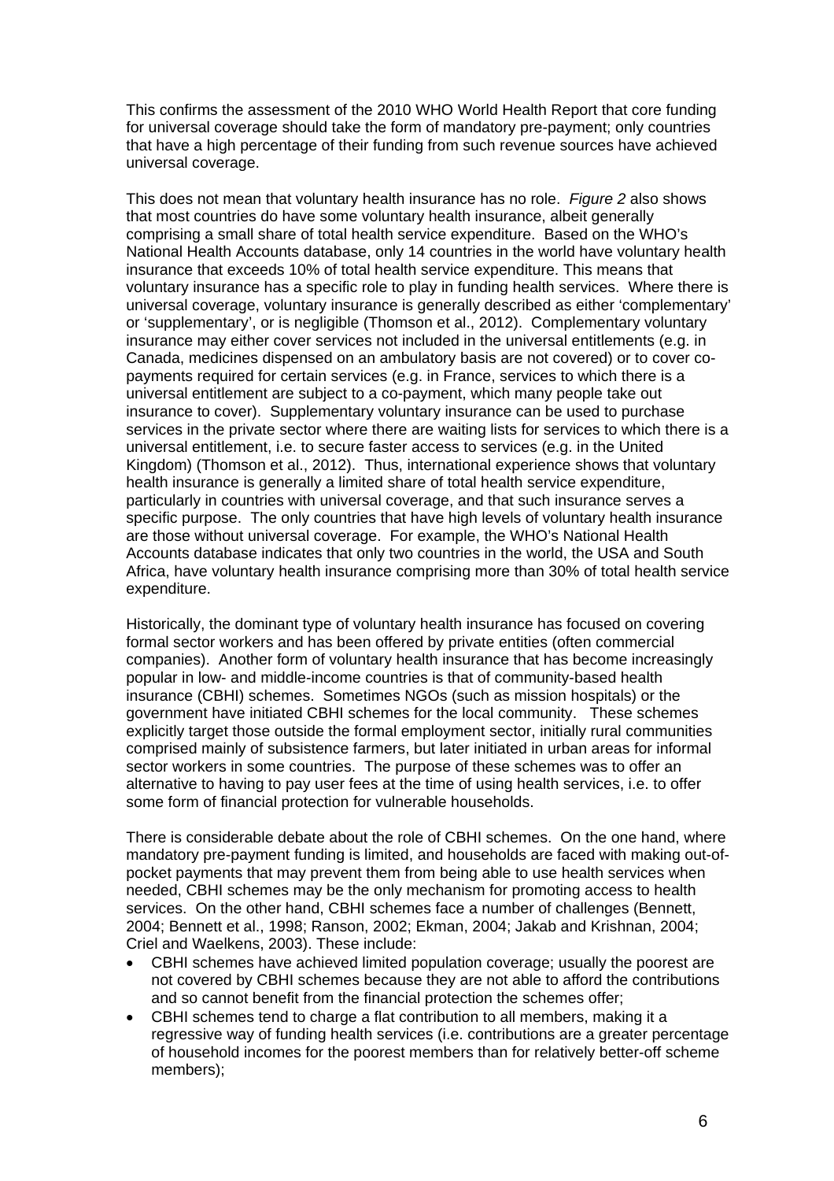This confirms the assessment of the 2010 WHO World Health Report that core funding for universal coverage should take the form of mandatory pre-payment; only countries that have a high percentage of their funding from such revenue sources have achieved universal coverage.

This does not mean that voluntary health insurance has no role. *Figure 2* also shows that most countries do have some voluntary health insurance, albeit generally comprising a small share of total health service expenditure. Based on the WHO's National Health Accounts database, only 14 countries in the world have voluntary health insurance that exceeds 10% of total health service expenditure. This means that voluntary insurance has a specific role to play in funding health services. Where there is universal coverage, voluntary insurance is generally described as either 'complementary' or 'supplementary', or is negligible (Thomson et al., 2012). Complementary voluntary insurance may either cover services not included in the universal entitlements (e.g. in Canada, medicines dispensed on an ambulatory basis are not covered) or to cover co-payments required for certain services (e.g. in France, services to which there is a universal entitlement are subject to a co-payment, which many people take out insurance to cover). Supplementary voluntary insurance can be used to purchase services in the private sector where there are waiting lists for services to which there is a universal entitlement, i.e. to secure faster access to services (e.g. in the United Kingdom) (Thomson et al., 2012). Thus, international experience shows that voluntary health insurance is generally a limited share of total health service expenditure, particularly in countries with universal coverage, and that such insurance serves a specific purpose. The only countries that have high levels of voluntary health insurance are those without universal coverage. For example, the WHO's National Health Accounts database indicates that only two countries in the world, the USA and South Africa, have voluntary health insurance comprising more than 30% of total health service expenditure.

Historically, the dominant type of voluntary health insurance has focused on covering formal sector workers and has been offered by private entities (often commercial companies). Another form of voluntary health insurance that has become increasingly popular in low- and middle-income countries is that of community-based health insurance (CBHI) schemes. Sometimes NGOs (such as mission hospitals) or the government have initiated CBHI schemes for the local community. These schemes explicitly target those outside the formal employment sector, initially rural communities comprised mainly of subsistence farmers, but later initiated in urban areas for informal sector workers in some countries. The purpose of these schemes was to offer an alternative to having to pay user fees at the time of using health services, i.e. to offer some form of financial protection for vulnerable households.

There is considerable debate about the role of CBHI schemes. On the one hand, where mandatory pre-payment funding is limited, and households are faced with making out-of-pocket payments that may prevent them from being able to use health services when needed, CBHI schemes may be the only mechanism for promoting access to health services. On the other hand, CBHI schemes face a number of challenges (Bennett, 2004; Bennett et al., 1998; Ranson, 2002; Ekman, 2004; Jakab and Krishnan, 2004; Criel and Waelkens, 2003). These include:

- CBHI schemes have achieved limited population coverage; usually the poorest are not covered by CBHI schemes because they are not able to afford the contributions and so cannot benefit from the financial protection the schemes offer;
- CBHI schemes tend to charge a flat contribution to all members, making it a regressive way of funding health services (i.e. contributions are a greater percentage of household incomes for the poorest members than for relatively better-off scheme members);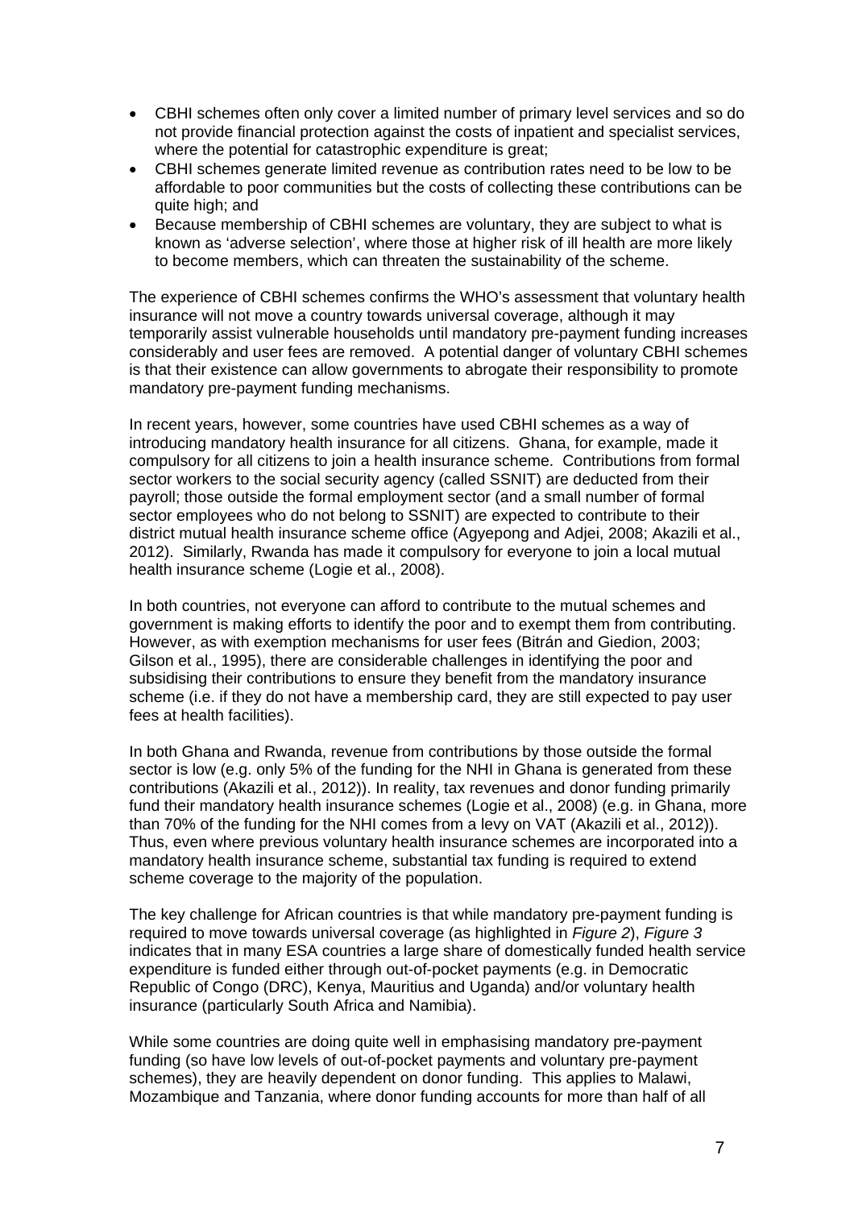- CBHI schemes often only cover a limited number of primary level services and so do not provide financial protection against the costs of inpatient and specialist services, where the potential for catastrophic expenditure is great;
- CBHI schemes generate limited revenue as contribution rates need to be low to be affordable to poor communities but the costs of collecting these contributions can be quite high; and
- Because membership of CBHI schemes are voluntary, they are subject to what is known as 'adverse selection', where those at higher risk of ill health are more likely to become members, which can threaten the sustainability of the scheme.

The experience of CBHI schemes confirms the WHO's assessment that voluntary health insurance will not move a country towards universal coverage, although it may temporarily assist vulnerable households until mandatory pre-payment funding increases considerably and user fees are removed. A potential danger of voluntary CBHI schemes is that their existence can allow governments to abrogate their responsibility to promote mandatory pre-payment funding mechanisms.

In recent years, however, some countries have used CBHI schemes as a way of introducing mandatory health insurance for all citizens. Ghana, for example, made it compulsory for all citizens to join a health insurance scheme. Contributions from formal sector workers to the social security agency (called SSNIT) are deducted from their payroll; those outside the formal employment sector (and a small number of formal sector employees who do not belong to SSNIT) are expected to contribute to their district mutual health insurance scheme office (Agyepong and Adjei, 2008; Akazili et al., 2012). Similarly, Rwanda has made it compulsory for everyone to join a local mutual health insurance scheme (Logie et al., 2008).

In both countries, not everyone can afford to contribute to the mutual schemes and government is making efforts to identify the poor and to exempt them from contributing. However, as with exemption mechanisms for user fees (Bitrán and Giedion, 2003; Gilson et al., 1995), there are considerable challenges in identifying the poor and subsidising their contributions to ensure they benefit from the mandatory insurance scheme (i.e. if they do not have a membership card, they are still expected to pay user fees at health facilities).

In both Ghana and Rwanda, revenue from contributions by those outside the formal sector is low (e.g. only 5% of the funding for the NHI in Ghana is generated from these contributions (Akazili et al., 2012)). In reality, tax revenues and donor funding primarily fund their mandatory health insurance schemes (Logie et al., 2008) (e.g. in Ghana, more than 70% of the funding for the NHI comes from a levy on VAT (Akazili et al., 2012)). Thus, even where previous voluntary health insurance schemes are incorporated into a mandatory health insurance scheme, substantial tax funding is required to extend scheme coverage to the majority of the population.

The key challenge for African countries is that while mandatory pre-payment funding is required to move towards universal coverage (as highlighted in *Figure 2*), *Figure 3* indicates that in many ESA countries a large share of domestically funded health service expenditure is funded either through out-of-pocket payments (e.g. in Democratic Republic of Congo (DRC), Kenya, Mauritius and Uganda) and/or voluntary health insurance (particularly South Africa and Namibia).

While some countries are doing quite well in emphasising mandatory pre-payment funding (so have low levels of out-of-pocket payments and voluntary pre-payment schemes), they are heavily dependent on donor funding. This applies to Malawi, Mozambique and Tanzania, where donor funding accounts for more than half of all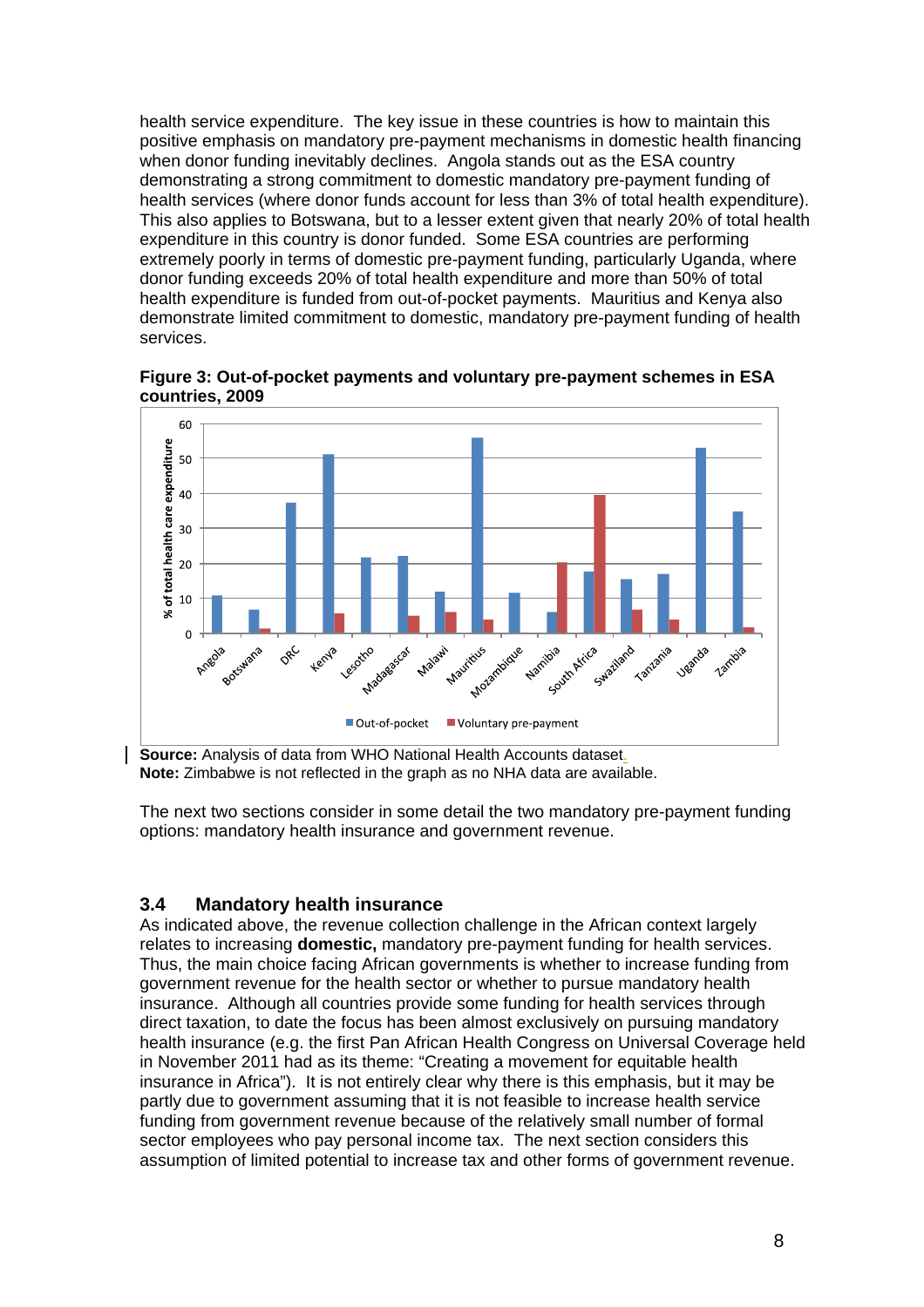health service expenditure. The key issue in these countries is how to maintain this positive emphasis on mandatory pre-payment mechanisms in domestic health financing when donor funding inevitably declines. Angola stands out as the ESA country demonstrating a strong commitment to domestic mandatory pre-payment funding of health services (where donor funds account for less than 3% of total health expenditure). This also applies to Botswana, but to a lesser extent given that nearly 20% of total health expenditure in this country is donor funded. Some ESA countries are performing extremely poorly in terms of domestic pre-payment funding, particularly Uganda, where donor funding exceeds 20% of total health expenditure and more than 50% of total health expenditure is funded from out-of-pocket payments. Mauritius and Kenya also demonstrate limited commitment to domestic, mandatory pre-payment funding of health services.

**Figure 3: Out-of-pocket payments and voluntary pre-payment schemes in ESA countries, 2009**

**Source:** Analysis of data from WHO National Health Accounts dataset.
**Note:** Zimbabwe is not reflected in the graph as no NHA data are available.

The next two sections consider in some detail the two mandatory pre-payment funding options: mandatory health insurance and government revenue.

### 3.4 Mandatory health insurance

As indicated above, the revenue collection challenge in the African context largely relates to increasing **domestic,** mandatory pre-payment funding for health services. Thus, the main choice facing African governments is whether to increase funding from government revenue for the health sector or whether to pursue mandatory health insurance. Although all countries provide some funding for health services through direct taxation, to date the focus has been almost exclusively on pursuing mandatory health insurance (e.g. the first Pan African Health Congress on Universal Coverage held in November 2011 had as its theme: "Creating a movement for equitable health insurance in Africa"). It is not entirely clear why there is this emphasis, but it may be partly due to government assuming that it is not feasible to increase health service funding from government revenue because of the relatively small number of formal sector employees who pay personal income tax. The next section considers this assumption of limited potential to increase tax and other forms of government revenue.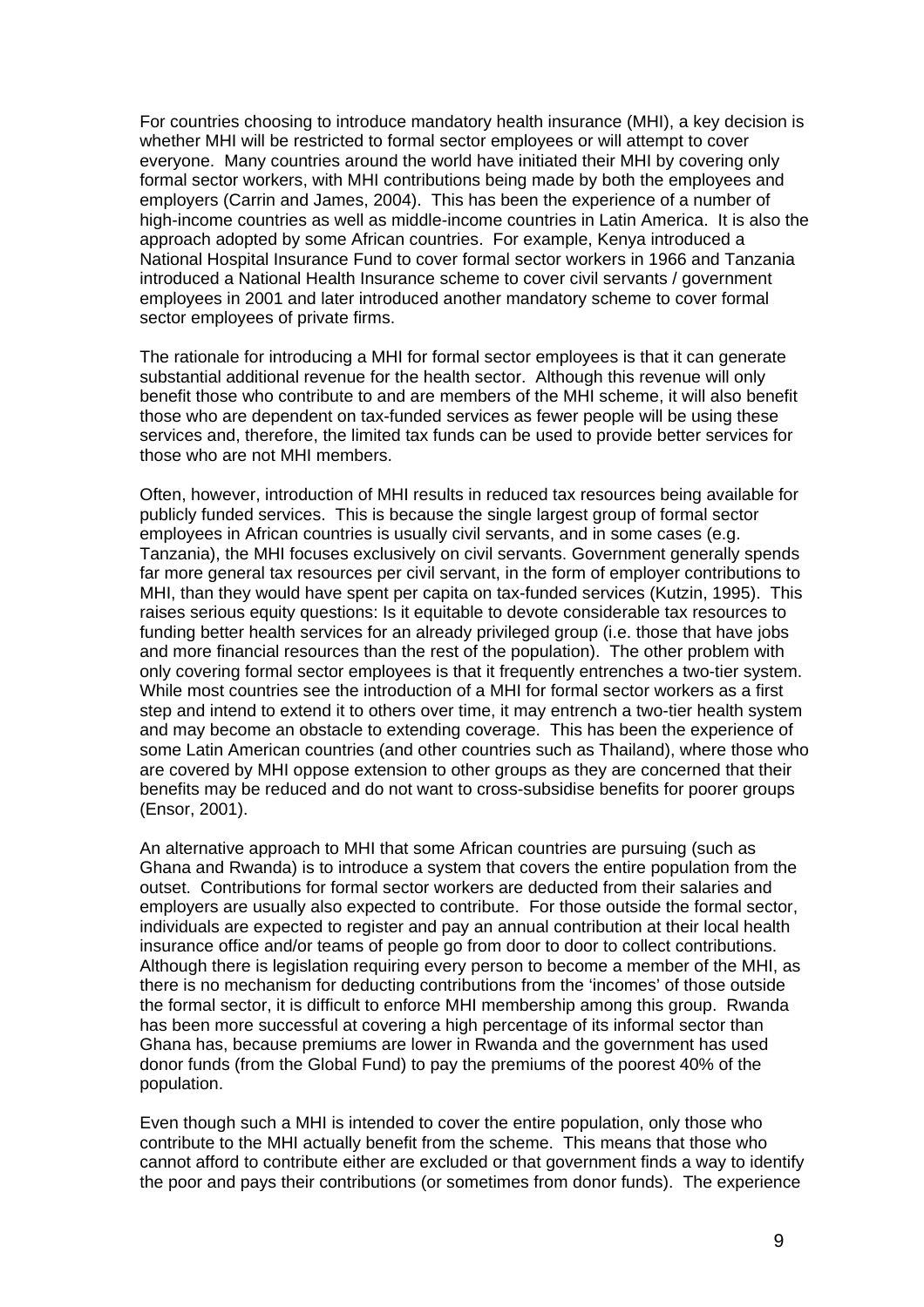For countries choosing to introduce mandatory health insurance (MHI), a key decision is whether MHI will be restricted to formal sector employees or will attempt to cover everyone. Many countries around the world have initiated their MHI by covering only formal sector workers, with MHI contributions being made by both the employees and employers (Carrin and James, 2004). This has been the experience of a number of high-income countries as well as middle-income countries in Latin America. It is also the approach adopted by some African countries. For example, Kenya introduced a National Hospital Insurance Fund to cover formal sector workers in 1966 and Tanzania introduced a National Health Insurance scheme to cover civil servants / government employees in 2001 and later introduced another mandatory scheme to cover formal sector employees of private firms.

The rationale for introducing a MHI for formal sector employees is that it can generate substantial additional revenue for the health sector. Although this revenue will only benefit those who contribute to and are members of the MHI scheme, it will also benefit those who are dependent on tax-funded services as fewer people will be using these services and, therefore, the limited tax funds can be used to provide better services for those who are not MHI members.

Often, however, introduction of MHI results in reduced tax resources being available for publicly funded services. This is because the single largest group of formal sector employees in African countries is usually civil servants, and in some cases (e.g. Tanzania), the MHI focuses exclusively on civil servants. Government generally spends far more general tax resources per civil servant, in the form of employer contributions to MHI, than they would have spent per capita on tax-funded services (Kutzin, 1995). This raises serious equity questions: Is it equitable to devote considerable tax resources to funding better health services for an already privileged group (i.e. those that have jobs and more financial resources than the rest of the population). The other problem with only covering formal sector employees is that it frequently entrenches a two-tier system. While most countries see the introduction of a MHI for formal sector workers as a first step and intend to extend it to others over time, it may entrench a two-tier health system and may become an obstacle to extending coverage. This has been the experience of some Latin American countries (and other countries such as Thailand), where those who are covered by MHI oppose extension to other groups as they are concerned that their benefits may be reduced and do not want to cross-subsidise benefits for poorer groups (Ensor, 2001).

An alternative approach to MHI that some African countries are pursuing (such as Ghana and Rwanda) is to introduce a system that covers the entire population from the outset. Contributions for formal sector workers are deducted from their salaries and employers are usually also expected to contribute. For those outside the formal sector, individuals are expected to register and pay an annual contribution at their local health insurance office and/or teams of people go from door to door to collect contributions. Although there is legislation requiring every person to become a member of the MHI, as there is no mechanism for deducting contributions from the 'incomes' of those outside the formal sector, it is difficult to enforce MHI membership among this group. Rwanda has been more successful at covering a high percentage of its informal sector than Ghana has, because premiums are lower in Rwanda and the government has used donor funds (from the Global Fund) to pay the premiums of the poorest 40% of the population.

Even though such a MHI is intended to cover the entire population, only those who contribute to the MHI actually benefit from the scheme. This means that those who cannot afford to contribute either are excluded or that government finds a way to identify the poor and pays their contributions (or sometimes from donor funds). The experience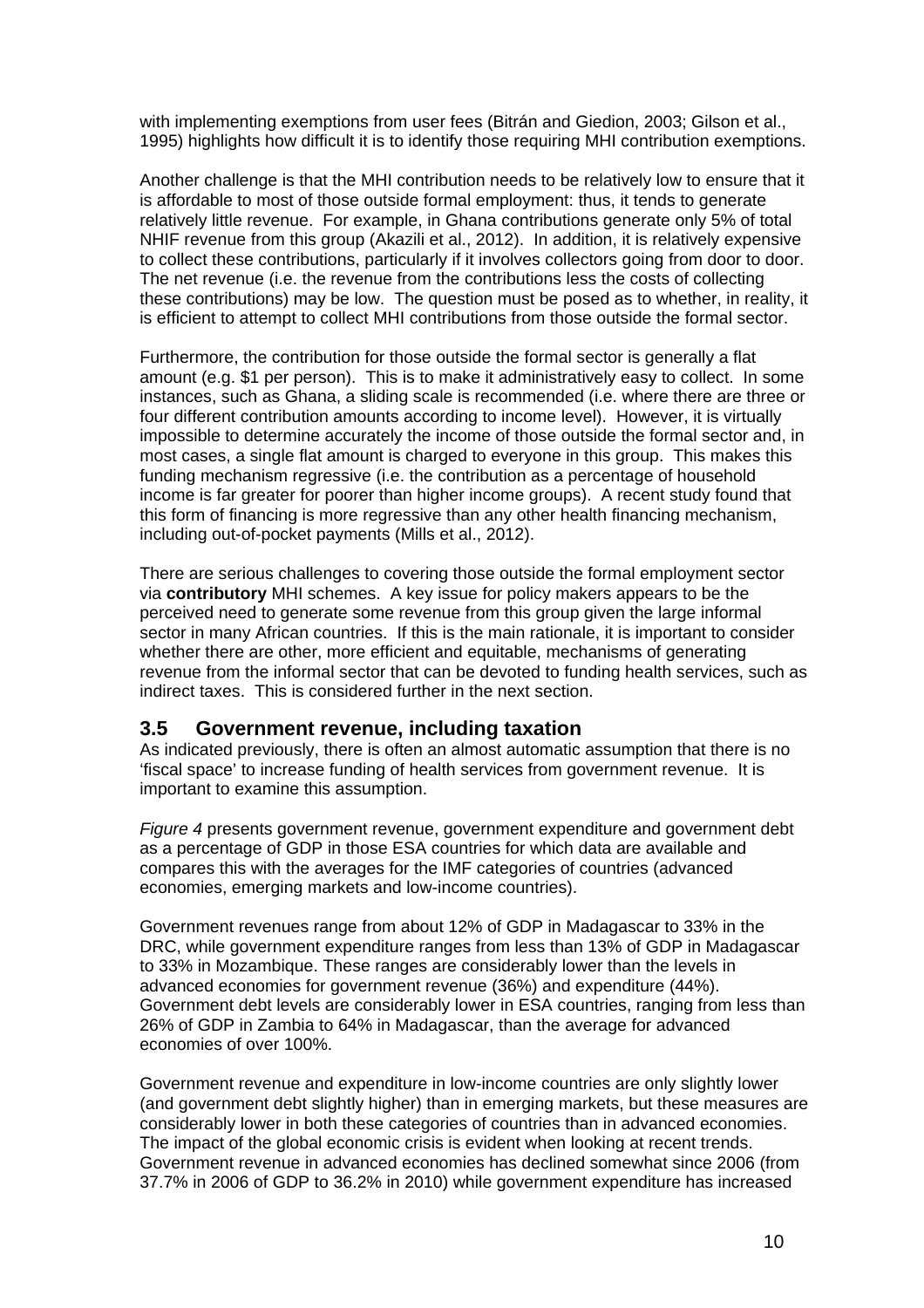with implementing exemptions from user fees (Bitrán and Giedion, 2003; Gilson et al., 1995) highlights how difficult it is to identify those requiring MHI contribution exemptions.

Another challenge is that the MHI contribution needs to be relatively low to ensure that it is affordable to most of those outside formal employment: thus, it tends to generate relatively little revenue. For example, in Ghana contributions generate only 5% of total NHIF revenue from this group (Akazili et al., 2012). In addition, it is relatively expensive to collect these contributions, particularly if it involves collectors going from door to door. The net revenue (i.e. the revenue from the contributions less the costs of collecting these contributions) may be low. The question must be posed as to whether, in reality, it is efficient to attempt to collect MHI contributions from those outside the formal sector.

Furthermore, the contribution for those outside the formal sector is generally a flat amount (e.g. $1 per person). This is to make it administratively easy to collect. In some instances, such as Ghana, a sliding scale is recommended (i.e. where there are three or four different contribution amounts according to income level). However, it is virtually impossible to determine accurately the income of those outside the formal sector and, in most cases, a single flat amount is charged to everyone in this group. This makes this funding mechanism regressive (i.e. the contribution as a percentage of household income is far greater for poorer than higher income groups). A recent study found that this form of financing is more regressive than any other health financing mechanism, including out-of-pocket payments (Mills et al., 2012).

There are serious challenges to covering those outside the formal employment sector via **contributory** MHI schemes. A key issue for policy makers appears to be the perceived need to generate some revenue from this group given the large informal sector in many African countries. If this is the main rationale, it is important to consider whether there are other, more efficient and equitable, mechanisms of generating revenue from the informal sector that can be devoted to funding health services, such as indirect taxes. This is considered further in the next section.

### 3.5 Government revenue, including taxation

As indicated previously, there is often an almost automatic assumption that there is no 'fiscal space' to increase funding of health services from government revenue. It is important to examine this assumption.

*Figure 4* presents government revenue, government expenditure and government debt as a percentage of GDP in those ESA countries for which data are available and compares this with the averages for the IMF categories of countries (advanced economies, emerging markets and low-income countries).

Government revenues range from about 12% of GDP in Madagascar to 33% in the DRC, while government expenditure ranges from less than 13% of GDP in Madagascar to 33% in Mozambique. These ranges are considerably lower than the levels in advanced economies for government revenue (36%) and expenditure (44%). Government debt levels are considerably lower in ESA countries, ranging from less than 26% of GDP in Zambia to 64% in Madagascar, than the average for advanced economies of over 100%.

Government revenue and expenditure in low-income countries are only slightly lower (and government debt slightly higher) than in emerging markets, but these measures are considerably lower in both these categories of countries than in advanced economies. The impact of the global economic crisis is evident when looking at recent trends. Government revenue in advanced economies has declined somewhat since 2006 (from 37.7% in 2006 of GDP to 36.2% in 2010) while government expenditure has increased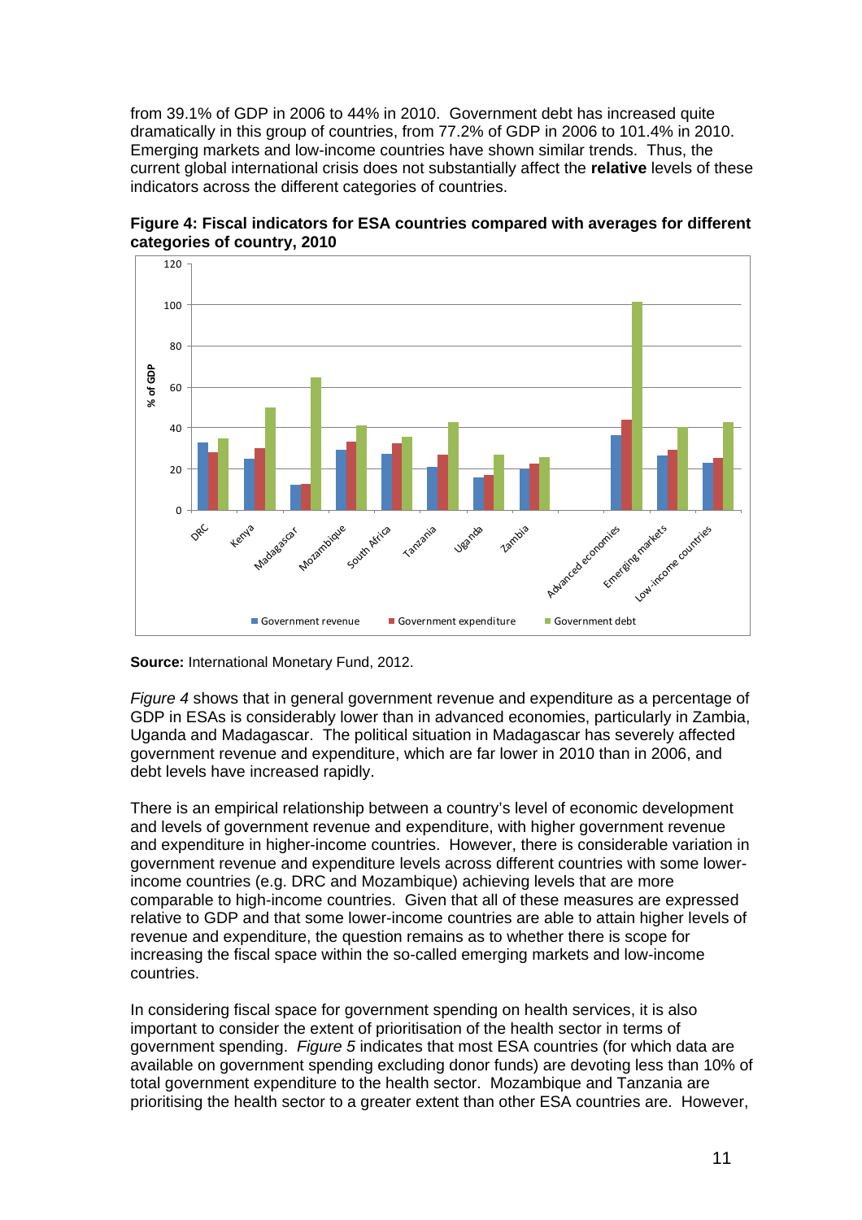from 39.1% of GDP in 2006 to 44% in 2010. Government debt has increased quite dramatically in this group of countries, from 77.2% of GDP in 2006 to 101.4% in 2010. Emerging markets and low-income countries have shown similar trends. Thus, the current global international crisis does not substantially affect the **relative** levels of these indicators across the different categories of countries.

**Figure 4: Fiscal indicators for ESA countries compared with averages for different categories of country, 2010**

**Source:** International Monetary Fund, 2012.

*Figure 4* shows that in general government revenue and expenditure as a percentage of GDP in ESAs is considerably lower than in advanced economies, particularly in Zambia, Uganda and Madagascar. The political situation in Madagascar has severely affected government revenue and expenditure, which are far lower in 2010 than in 2006, and debt levels have increased rapidly.

There is an empirical relationship between a country's level of economic development and levels of government revenue and expenditure, with higher government revenue and expenditure in higher-income countries. However, there is considerable variation in government revenue and expenditure levels across different countries with some lower-income countries (e.g. DRC and Mozambique) achieving levels that are more comparable to high-income countries. Given that all of these measures are expressed relative to GDP and that some lower-income countries are able to attain higher levels of revenue and expenditure, the question remains as to whether there is scope for increasing the fiscal space within the so-called emerging markets and low-income countries.

In considering fiscal space for government spending on health services, it is also important to consider the extent of prioritisation of the health sector in terms of government spending. *Figure 5* indicates that most ESA countries (for which data are available on government spending excluding donor funds) are devoting less than 10% of total government expenditure to the health sector. Mozambique and Tanzania are prioritising the health sector to a greater extent than other ESA countries are. However,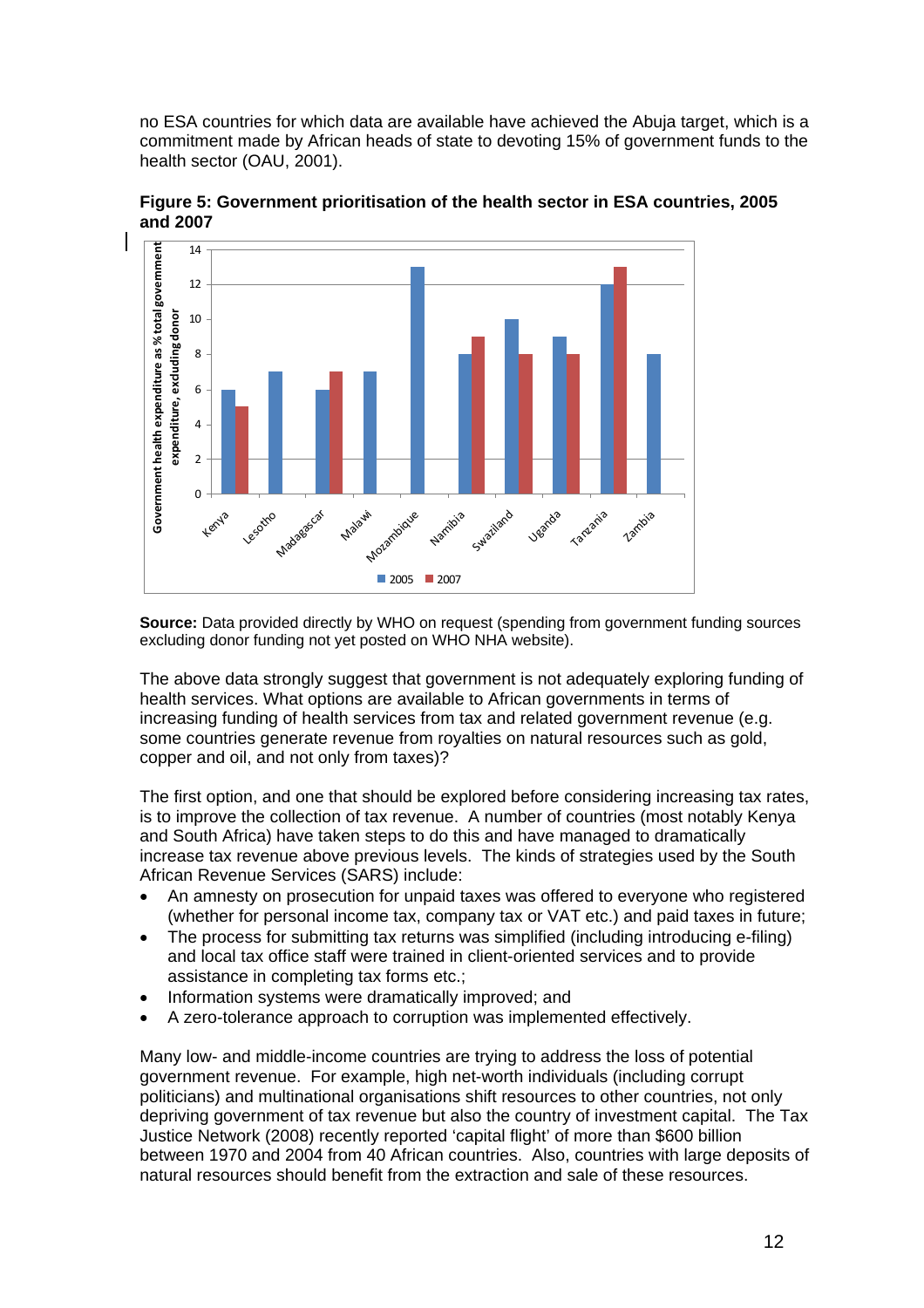no ESA countries for which data are available have achieved the Abuja target, which is a commitment made by African heads of state to devoting 15% of government funds to the health sector (OAU, 2001).

**Figure 5: Government prioritisation of the health sector in ESA countries, 2005 and 2007**

**Source:** Data provided directly by WHO on request (spending from government funding sources excluding donor funding not yet posted on WHO NHA website).

The above data strongly suggest that government is not adequately exploring funding of health services. What options are available to African governments in terms of increasing funding of health services from tax and related government revenue (e.g. some countries generate revenue from royalties on natural resources such as gold, copper and oil, and not only from taxes)?

The first option, and one that should be explored before considering increasing tax rates, is to improve the collection of tax revenue. A number of countries (most notably Kenya and South Africa) have taken steps to do this and have managed to dramatically increase tax revenue above previous levels. The kinds of strategies used by the South African Revenue Services (SARS) include:

- An amnesty on prosecution for unpaid taxes was offered to everyone who registered (whether for personal income tax, company tax or VAT etc.) and paid taxes in future;
- The process for submitting tax returns was simplified (including introducing e-filing) and local tax office staff were trained in client-oriented services and to provide assistance in completing tax forms etc.;
- Information systems were dramatically improved; and
- A zero-tolerance approach to corruption was implemented effectively.

Many low- and middle-income countries are trying to address the loss of potential government revenue. For example, high net-worth individuals (including corrupt politicians) and multinational organisations shift resources to other countries, not only depriving government of tax revenue but also the country of investment capital. The Tax Justice Network (2008) recently reported 'capital flight' of more than $600 billion between 1970 and 2004 from 40 African countries. Also, countries with large deposits of natural resources should benefit from the extraction and sale of these resources.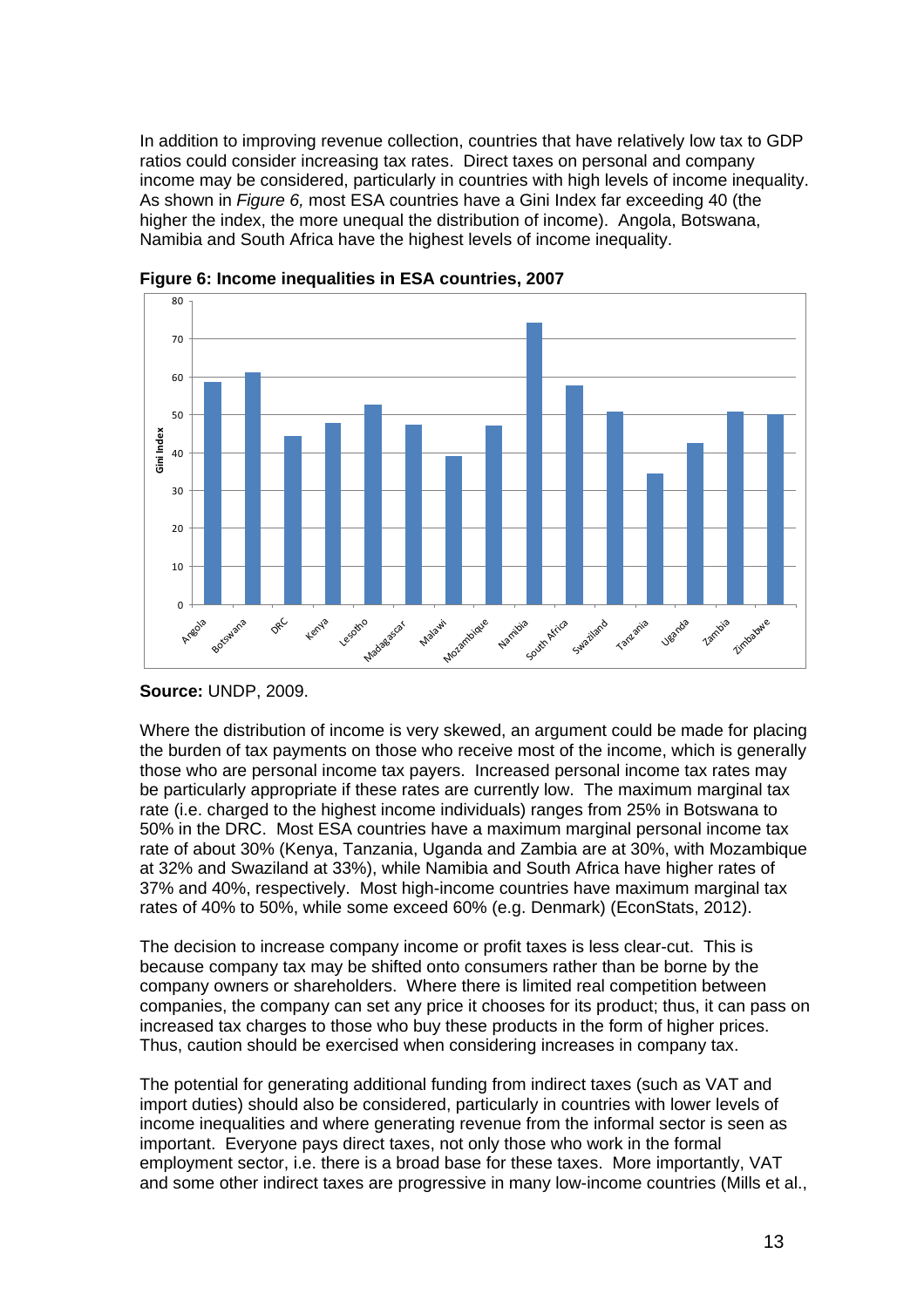In addition to improving revenue collection, countries that have relatively low tax to GDP ratios could consider increasing tax rates. Direct taxes on personal and company income may be considered, particularly in countries with high levels of income inequality. As shown in *Figure 6,* most ESA countries have a Gini Index far exceeding 40 (the higher the index, the more unequal the distribution of income). Angola, Botswana, Namibia and South Africa have the highest levels of income inequality.

**Figure 6: Income inequalities in ESA countries, 2007**

**Source:** UNDP, 2009.

Where the distribution of income is very skewed, an argument could be made for placing the burden of tax payments on those who receive most of the income, which is generally those who are personal income tax payers. Increased personal income tax rates may be particularly appropriate if these rates are currently low. The maximum marginal tax rate (i.e. charged to the highest income individuals) ranges from 25% in Botswana to 50% in the DRC. Most ESA countries have a maximum marginal personal income tax rate of about 30% (Kenya, Tanzania, Uganda and Zambia are at 30%, with Mozambique at 32% and Swaziland at 33%), while Namibia and South Africa have higher rates of 37% and 40%, respectively. Most high-income countries have maximum marginal tax rates of 40% to 50%, while some exceed 60% (e.g. Denmark) (EconStats, 2012).

The decision to increase company income or profit taxes is less clear-cut. This is because company tax may be shifted onto consumers rather than be borne by the company owners or shareholders. Where there is limited real competition between companies, the company can set any price it chooses for its product; thus, it can pass on increased tax charges to those who buy these products in the form of higher prices. Thus, caution should be exercised when considering increases in company tax.

The potential for generating additional funding from indirect taxes (such as VAT and import duties) should also be considered, particularly in countries with lower levels of income inequalities and where generating revenue from the informal sector is seen as important. Everyone pays direct taxes, not only those who work in the formal employment sector, i.e. there is a broad base for these taxes. More importantly, VAT and some other indirect taxes are progressive in many low-income countries (Mills et al.,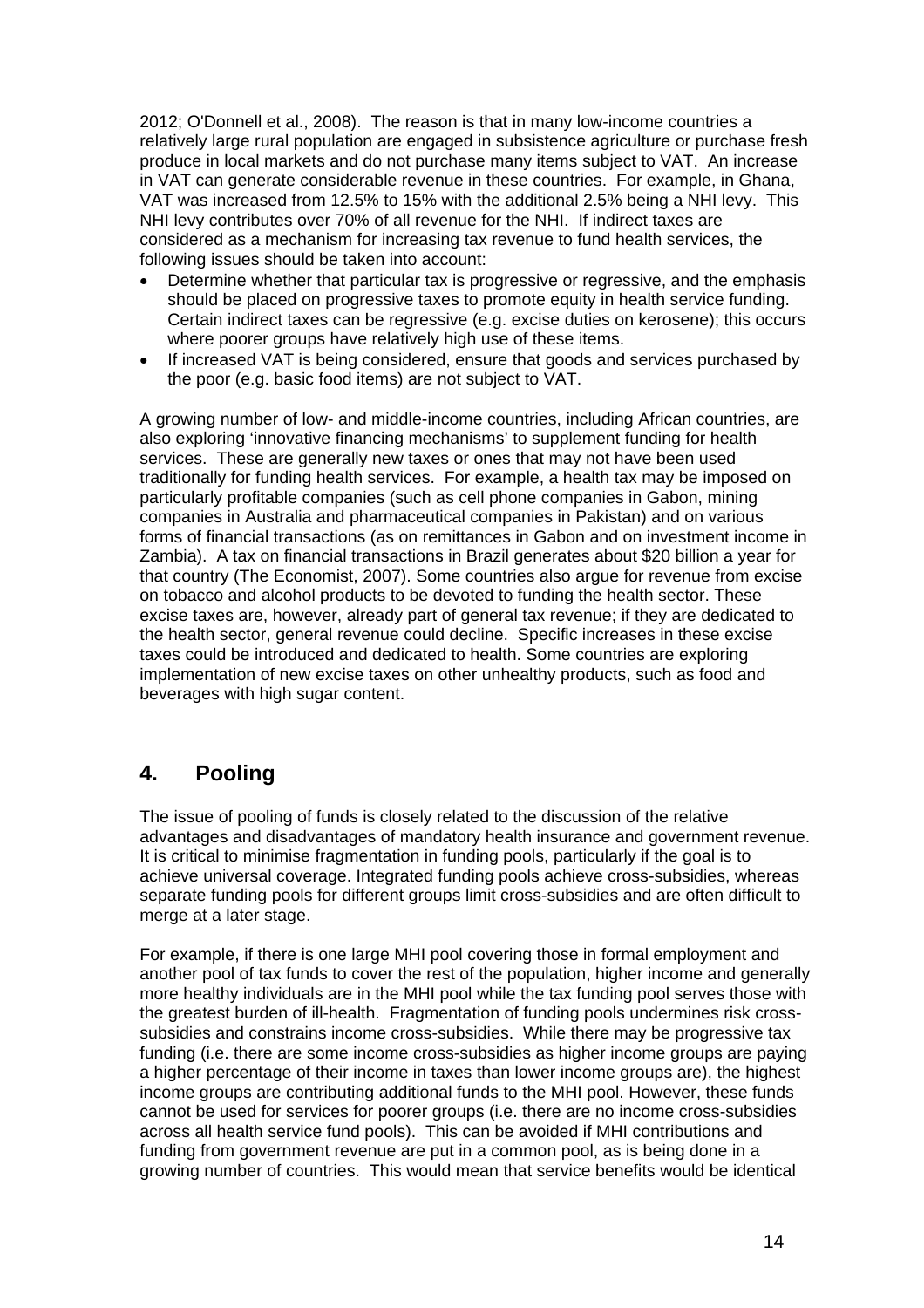2012; O'Donnell et al., 2008). The reason is that in many low-income countries a relatively large rural population are engaged in subsistence agriculture or purchase fresh produce in local markets and do not purchase many items subject to VAT. An increase in VAT can generate considerable revenue in these countries. For example, in Ghana, VAT was increased from 12.5% to 15% with the additional 2.5% being a NHI levy. This NHI levy contributes over 70% of all revenue for the NHI. If indirect taxes are considered as a mechanism for increasing tax revenue to fund health services, the following issues should be taken into account:

- Determine whether that particular tax is progressive or regressive, and the emphasis should be placed on progressive taxes to promote equity in health service funding. Certain indirect taxes can be regressive (e.g. excise duties on kerosene); this occurs where poorer groups have relatively high use of these items.
- If increased VAT is being considered, ensure that goods and services purchased by the poor (e.g. basic food items) are not subject to VAT.

A growing number of low- and middle-income countries, including African countries, are also exploring 'innovative financing mechanisms' to supplement funding for health services. These are generally new taxes or ones that may not have been used traditionally for funding health services. For example, a health tax may be imposed on particularly profitable companies (such as cell phone companies in Gabon, mining companies in Australia and pharmaceutical companies in Pakistan) and on various forms of financial transactions (as on remittances in Gabon and on investment income in Zambia). A tax on financial transactions in Brazil generates about $20 billion a year for that country (The Economist, 2007). Some countries also argue for revenue from excise on tobacco and alcohol products to be devoted to funding the health sector. These excise taxes are, however, already part of general tax revenue; if they are dedicated to the health sector, general revenue could decline. Specific increases in these excise taxes could be introduced and dedicated to health. Some countries are exploring implementation of new excise taxes on other unhealthy products, such as food and beverages with high sugar content.

## 4. Pooling

The issue of pooling of funds is closely related to the discussion of the relative advantages and disadvantages of mandatory health insurance and government revenue. It is critical to minimise fragmentation in funding pools, particularly if the goal is to achieve universal coverage. Integrated funding pools achieve cross-subsidies, whereas separate funding pools for different groups limit cross-subsidies and are often difficult to merge at a later stage.

For example, if there is one large MHI pool covering those in formal employment and another pool of tax funds to cover the rest of the population, higher income and generally more healthy individuals are in the MHI pool while the tax funding pool serves those with the greatest burden of ill-health. Fragmentation of funding pools undermines risk cross-subsidies and constrains income cross-subsidies. While there may be progressive tax funding (i.e. there are some income cross-subsidies as higher income groups are paying a higher percentage of their income in taxes than lower income groups are), the highest income groups are contributing additional funds to the MHI pool. However, these funds cannot be used for services for poorer groups (i.e. there are no income cross-subsidies across all health service fund pools). This can be avoided if MHI contributions and funding from government revenue are put in a common pool, as is being done in a growing number of countries. This would mean that service benefits would be identical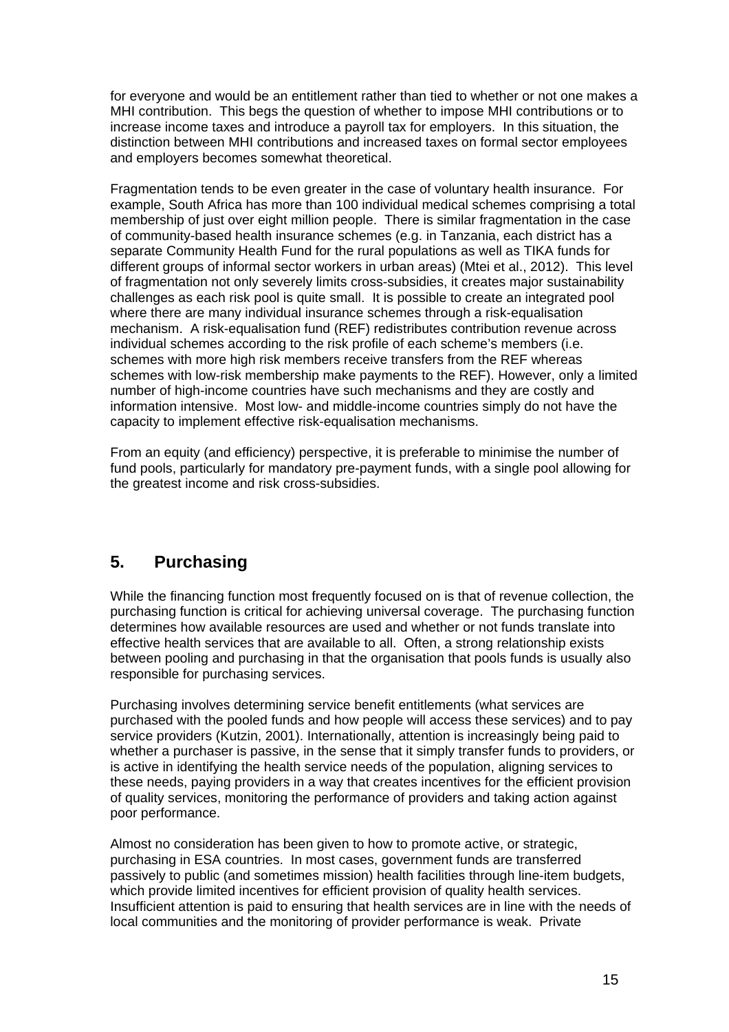for everyone and would be an entitlement rather than tied to whether or not one makes a MHI contribution. This begs the question of whether to impose MHI contributions or to increase income taxes and introduce a payroll tax for employers. In this situation, the distinction between MHI contributions and increased taxes on formal sector employees and employers becomes somewhat theoretical.

Fragmentation tends to be even greater in the case of voluntary health insurance. For example, South Africa has more than 100 individual medical schemes comprising a total membership of just over eight million people. There is similar fragmentation in the case of community-based health insurance schemes (e.g. in Tanzania, each district has a separate Community Health Fund for the rural populations as well as TIKA funds for different groups of informal sector workers in urban areas) (Mtei et al., 2012). This level of fragmentation not only severely limits cross-subsidies, it creates major sustainability challenges as each risk pool is quite small. It is possible to create an integrated pool where there are many individual insurance schemes through a risk-equalisation mechanism. A risk-equalisation fund (REF) redistributes contribution revenue across individual schemes according to the risk profile of each scheme's members (i.e. schemes with more high risk members receive transfers from the REF whereas schemes with low-risk membership make payments to the REF). However, only a limited number of high-income countries have such mechanisms and they are costly and information intensive. Most low- and middle-income countries simply do not have the capacity to implement effective risk-equalisation mechanisms.

From an equity (and efficiency) perspective, it is preferable to minimise the number of fund pools, particularly for mandatory pre-payment funds, with a single pool allowing for the greatest income and risk cross-subsidies.

## 5. Purchasing

While the financing function most frequently focused on is that of revenue collection, the purchasing function is critical for achieving universal coverage. The purchasing function determines how available resources are used and whether or not funds translate into effective health services that are available to all. Often, a strong relationship exists between pooling and purchasing in that the organisation that pools funds is usually also responsible for purchasing services.

Purchasing involves determining service benefit entitlements (what services are purchased with the pooled funds and how people will access these services) and to pay service providers (Kutzin, 2001). Internationally, attention is increasingly being paid to whether a purchaser is passive, in the sense that it simply transfer funds to providers, or is active in identifying the health service needs of the population, aligning services to these needs, paying providers in a way that creates incentives for the efficient provision of quality services, monitoring the performance of providers and taking action against poor performance.

Almost no consideration has been given to how to promote active, or strategic, purchasing in ESA countries. In most cases, government funds are transferred passively to public (and sometimes mission) health facilities through line-item budgets, which provide limited incentives for efficient provision of quality health services. Insufficient attention is paid to ensuring that health services are in line with the needs of local communities and the monitoring of provider performance is weak. Private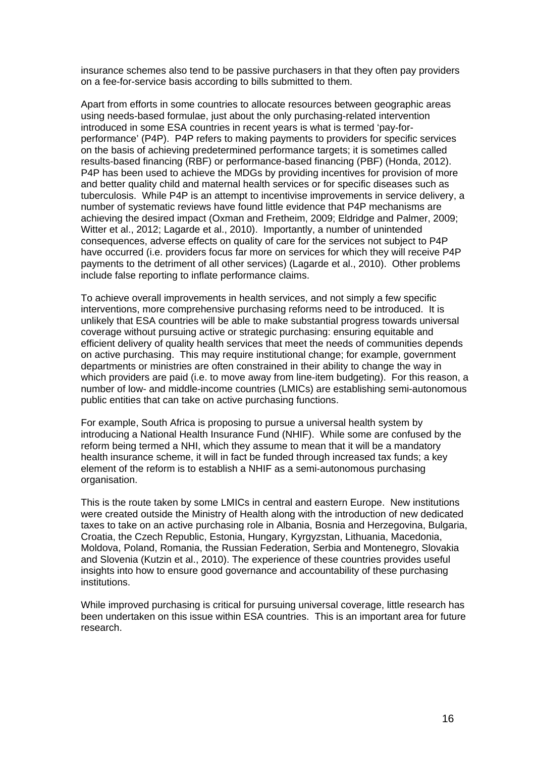insurance schemes also tend to be passive purchasers in that they often pay providers on a fee-for-service basis according to bills submitted to them.

Apart from efforts in some countries to allocate resources between geographic areas using needs-based formulae, just about the only purchasing-related intervention introduced in some ESA countries in recent years is what is termed 'pay-for-performance' (P4P). P4P refers to making payments to providers for specific services on the basis of achieving predetermined performance targets; it is sometimes called results-based financing (RBF) or performance-based financing (PBF) (Honda, 2012). P4P has been used to achieve the MDGs by providing incentives for provision of more and better quality child and maternal health services or for specific diseases such as tuberculosis. While P4P is an attempt to incentivise improvements in service delivery, a number of systematic reviews have found little evidence that P4P mechanisms are achieving the desired impact (Oxman and Fretheim, 2009; Eldridge and Palmer, 2009; Witter et al., 2012; Lagarde et al., 2010). Importantly, a number of unintended consequences, adverse effects on quality of care for the services not subject to P4P have occurred (i.e. providers focus far more on services for which they will receive P4P payments to the detriment of all other services) (Lagarde et al., 2010). Other problems include false reporting to inflate performance claims.

To achieve overall improvements in health services, and not simply a few specific interventions, more comprehensive purchasing reforms need to be introduced. It is unlikely that ESA countries will be able to make substantial progress towards universal coverage without pursuing active or strategic purchasing: ensuring equitable and efficient delivery of quality health services that meet the needs of communities depends on active purchasing. This may require institutional change; for example, government departments or ministries are often constrained in their ability to change the way in which providers are paid (i.e. to move away from line-item budgeting). For this reason, a number of low- and middle-income countries (LMICs) are establishing semi-autonomous public entities that can take on active purchasing functions.

For example, South Africa is proposing to pursue a universal health system by introducing a National Health Insurance Fund (NHIF). While some are confused by the reform being termed a NHI, which they assume to mean that it will be a mandatory health insurance scheme, it will in fact be funded through increased tax funds; a key element of the reform is to establish a NHIF as a semi-autonomous purchasing organisation.

This is the route taken by some LMICs in central and eastern Europe. New institutions were created outside the Ministry of Health along with the introduction of new dedicated taxes to take on an active purchasing role in Albania, Bosnia and Herzegovina, Bulgaria, Croatia, the Czech Republic, Estonia, Hungary, Kyrgyzstan, Lithuania, Macedonia, Moldova, Poland, Romania, the Russian Federation, Serbia and Montenegro, Slovakia and Slovenia (Kutzin et al., 2010). The experience of these countries provides useful insights into how to ensure good governance and accountability of these purchasing institutions.

While improved purchasing is critical for pursuing universal coverage, little research has been undertaken on this issue within ESA countries. This is an important area for future research.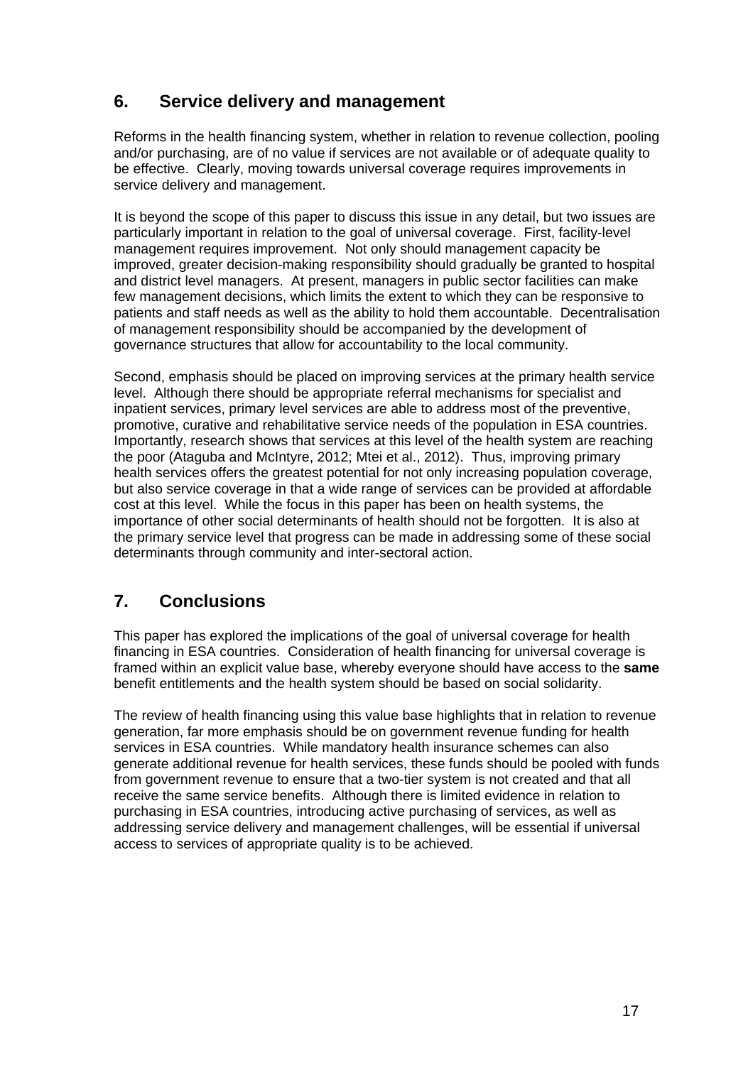## 6. Service delivery and management

Reforms in the health financing system, whether in relation to revenue collection, pooling and/or purchasing, are of no value if services are not available or of adequate quality to be effective. Clearly, moving towards universal coverage requires improvements in service delivery and management.

It is beyond the scope of this paper to discuss this issue in any detail, but two issues are particularly important in relation to the goal of universal coverage. First, facility-level management requires improvement. Not only should management capacity be improved, greater decision-making responsibility should gradually be granted to hospital and district level managers. At present, managers in public sector facilities can make few management decisions, which limits the extent to which they can be responsive to patients and staff needs as well as the ability to hold them accountable. Decentralisation of management responsibility should be accompanied by the development of governance structures that allow for accountability to the local community.

Second, emphasis should be placed on improving services at the primary health service level. Although there should be appropriate referral mechanisms for specialist and inpatient services, primary level services are able to address most of the preventive, promotive, curative and rehabilitative service needs of the population in ESA countries. Importantly, research shows that services at this level of the health system are reaching the poor (Ataguba and McIntyre, 2012; Mtei et al., 2012). Thus, improving primary health services offers the greatest potential for not only increasing population coverage, but also service coverage in that a wide range of services can be provided at affordable cost at this level. While the focus in this paper has been on health systems, the importance of other social determinants of health should not be forgotten. It is also at the primary service level that progress can be made in addressing some of these social determinants through community and inter-sectoral action.

## 7. Conclusions

This paper has explored the implications of the goal of universal coverage for health financing in ESA countries. Consideration of health financing for universal coverage is framed within an explicit value base, whereby everyone should have access to the **same** benefit entitlements and the health system should be based on social solidarity.

The review of health financing using this value base highlights that in relation to revenue generation, far more emphasis should be on government revenue funding for health services in ESA countries. While mandatory health insurance schemes can also generate additional revenue for health services, these funds should be pooled with funds from government revenue to ensure that a two-tier system is not created and that all receive the same service benefits. Although there is limited evidence in relation to purchasing in ESA countries, introducing active purchasing of services, as well as addressing service delivery and management challenges, will be essential if universal access to services of appropriate quality is to be achieved.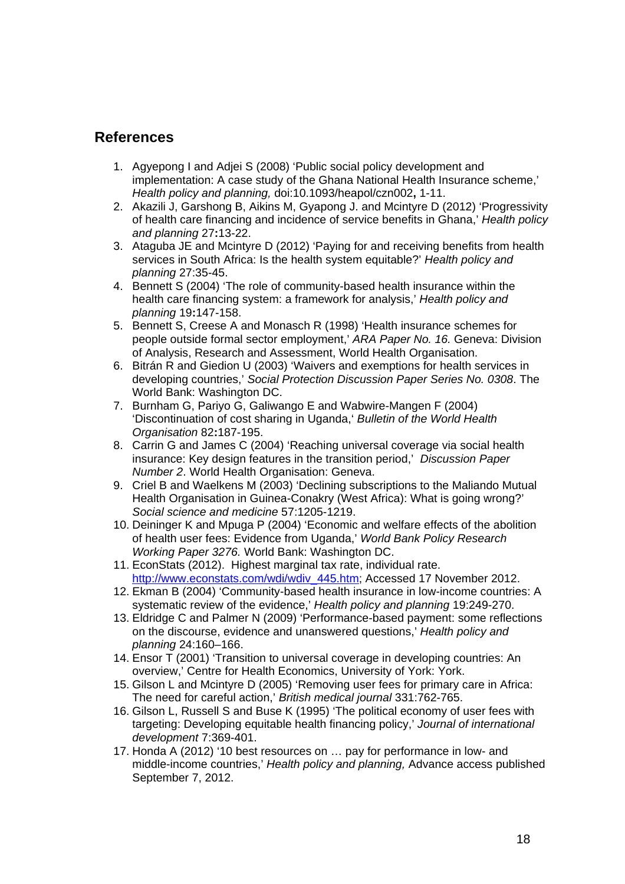## References

1. Agyepong I and Adjei S (2008) 'Public social policy development and implementation: A case study of the Ghana National Health Insurance scheme,' *Health policy and planning,* doi:10.1093/heapol/czn002**,** 1-11.
2. Akazili J, Garshong B, Aikins M, Gyapong J. and Mcintyre D (2012) 'Progressivity of health care financing and incidence of service benefits in Ghana,' *Health policy and planning* 27**:**13-22.
3. Ataguba JE and Mcintyre D (2012) 'Paying for and receiving benefits from health services in South Africa: Is the health system equitable?' *Health policy and planning* 27:35-45.
4. Bennett S (2004) 'The role of community-based health insurance within the health care financing system: a framework for analysis,' *Health policy and planning* 19**:**147-158.
5. Bennett S, Creese A and Monasch R (1998) 'Health insurance schemes for people outside formal sector employment,' *ARA Paper No. 16.* Geneva: Division of Analysis, Research and Assessment, World Health Organisation.
6. Bitrán R and Giedion U (2003) 'Waivers and exemptions for health services in developing countries,' *Social Protection Discussion Paper Series No. 0308*. The World Bank: Washington DC.
7. Burnham G, Pariyo G, Galiwango E and Wabwire-Mangen F (2004) 'Discontinuation of cost sharing in Uganda,' *Bulletin of the World Health Organisation* 82**:**187-195.
8. Carrin G and James C (2004) 'Reaching universal coverage via social health insurance: Key design features in the transition period,' *Discussion Paper Number 2*. World Health Organisation: Geneva.
9. Criel B and Waelkens M (2003) 'Declining subscriptions to the Maliando Mutual Health Organisation in Guinea-Conakry (West Africa): What is going wrong?' *Social science and medicine* 57:1205-1219.
10. Deininger K and Mpuga P (2004) 'Economic and welfare effects of the abolition of health user fees: Evidence from Uganda,' *World Bank Policy Research Working Paper 3276.* World Bank: Washington DC.
11. EconStats (2012). Highest marginal tax rate, individual rate. http://www.econstats.com/wdi/wdiv_445.htm; Accessed 17 November 2012.
12. Ekman B (2004) 'Community-based health insurance in low-income countries: A systematic review of the evidence,' *Health policy and planning* 19:249-270.
13. Eldridge C and Palmer N (2009) 'Performance-based payment: some reflections on the discourse, evidence and unanswered questions,' *Health policy and planning* 24:160–166.
14. Ensor T (2001) 'Transition to universal coverage in developing countries: An overview,' Centre for Health Economics, University of York: York.
15. Gilson L and Mcintyre D (2005) 'Removing user fees for primary care in Africa: The need for careful action,' *British medical journal* 331:762-765.
16. Gilson L, Russell S and Buse K (1995) 'The political economy of user fees with targeting: Developing equitable health financing policy,' *Journal of international development* 7:369-401.
17. Honda A (2012) '10 best resources on … pay for performance in low- and middle-income countries,' *Health policy and planning,* Advance access published September 7, 2012.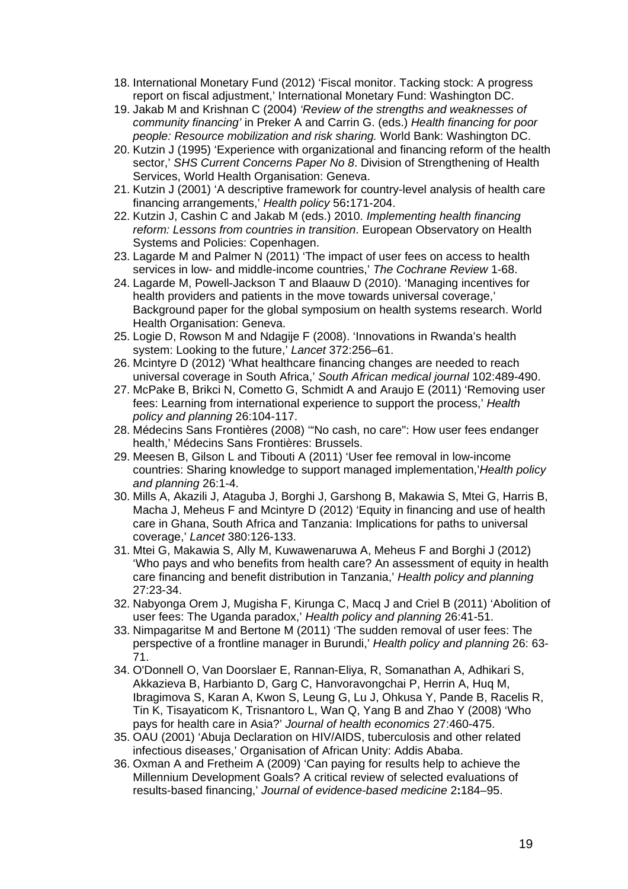18. International Monetary Fund (2012) 'Fiscal monitor. Tacking stock: A progress report on fiscal adjustment,' International Monetary Fund: Washington DC.
19. Jakab M and Krishnan C (2004) *'Review of the strengths and weaknesses of community financing'* in Preker A and Carrin G. (eds.) *Health financing for poor people: Resource mobilization and risk sharing.* World Bank: Washington DC.
20. Kutzin J (1995) 'Experience with organizational and financing reform of the health sector,' *SHS Current Concerns Paper No 8*. Division of Strengthening of Health Services, World Health Organisation: Geneva.
21. Kutzin J (2001) 'A descriptive framework for country-level analysis of health care financing arrangements,' *Health policy* 56**:**171-204.
22. Kutzin J, Cashin C and Jakab M (eds.) 2010. *Implementing health financing reform: Lessons from countries in transition*. European Observatory on Health Systems and Policies: Copenhagen.
23. Lagarde M and Palmer N (2011) 'The impact of user fees on access to health services in low- and middle-income countries,' *The Cochrane Review* 1-68.
24. Lagarde M, Powell-Jackson T and Blaauw D (2010). 'Managing incentives for health providers and patients in the move towards universal coverage,' Background paper for the global symposium on health systems research. World Health Organisation: Geneva.
25. Logie D, Rowson M and Ndagije F (2008). 'Innovations in Rwanda's health system: Looking to the future,' *Lancet* 372:256–61.
26. Mcintyre D (2012) 'What healthcare financing changes are needed to reach universal coverage in South Africa,' *South African medical journal* 102:489-490.
27. McPake B, Brikci N, Cometto G, Schmidt A and Araujo E (2011) 'Removing user fees: Learning from international experience to support the process,' *Health policy and planning* 26:104-117.
28. Médecins Sans Frontières (2008) '"No cash, no care": How user fees endanger health,' Médecins Sans Frontières: Brussels.
29. Meesen B, Gilson L and Tibouti A (2011) 'User fee removal in low-income countries: Sharing knowledge to support managed implementation,'*Health policy and planning* 26:1-4.
30. Mills A, Akazili J, Ataguba J, Borghi J, Garshong B, Makawia S, Mtei G, Harris B, Macha J, Meheus F and Mcintyre D (2012) 'Equity in financing and use of health care in Ghana, South Africa and Tanzania: Implications for paths to universal coverage,' *Lancet* 380:126-133.
31. Mtei G, Makawia S, Ally M, Kuwawenaruwa A, Meheus F and Borghi J (2012) 'Who pays and who benefits from health care? An assessment of equity in health care financing and benefit distribution in Tanzania,' *Health policy and planning* 27:23-34.
32. Nabyonga Orem J, Mugisha F, Kirunga C, Macq J and Criel B (2011) 'Abolition of user fees: The Uganda paradox,' *Health policy and planning* 26:41-51.
33. Nimpagaritse M and Bertone M (2011) 'The sudden removal of user fees: The perspective of a frontline manager in Burundi,' *Health policy and planning* 26: 63-71.
34. O'Donnell O, Van Doorslaer E, Rannan-Eliya, R, Somanathan A, Adhikari S, Akkazieva B, Harbianto D, Garg C, Hanvoravongchai P, Herrin A, Huq M, Ibragimova S, Karan A, Kwon S, Leung G, Lu J, Ohkusa Y, Pande B, Racelis R, Tin K, Tisayaticom K, Trisnantoro L, Wan Q, Yang B and Zhao Y (2008) 'Who pays for health care in Asia?' *Journal of health economics* 27:460-475.
35. OAU (2001) 'Abuja Declaration on HIV/AIDS, tuberculosis and other related infectious diseases,' Organisation of African Unity: Addis Ababa.
36. Oxman A and Fretheim A (2009) 'Can paying for results help to achieve the Millennium Development Goals? A critical review of selected evaluations of results-based financing,' *Journal of evidence-based medicine* 2**:**184–95.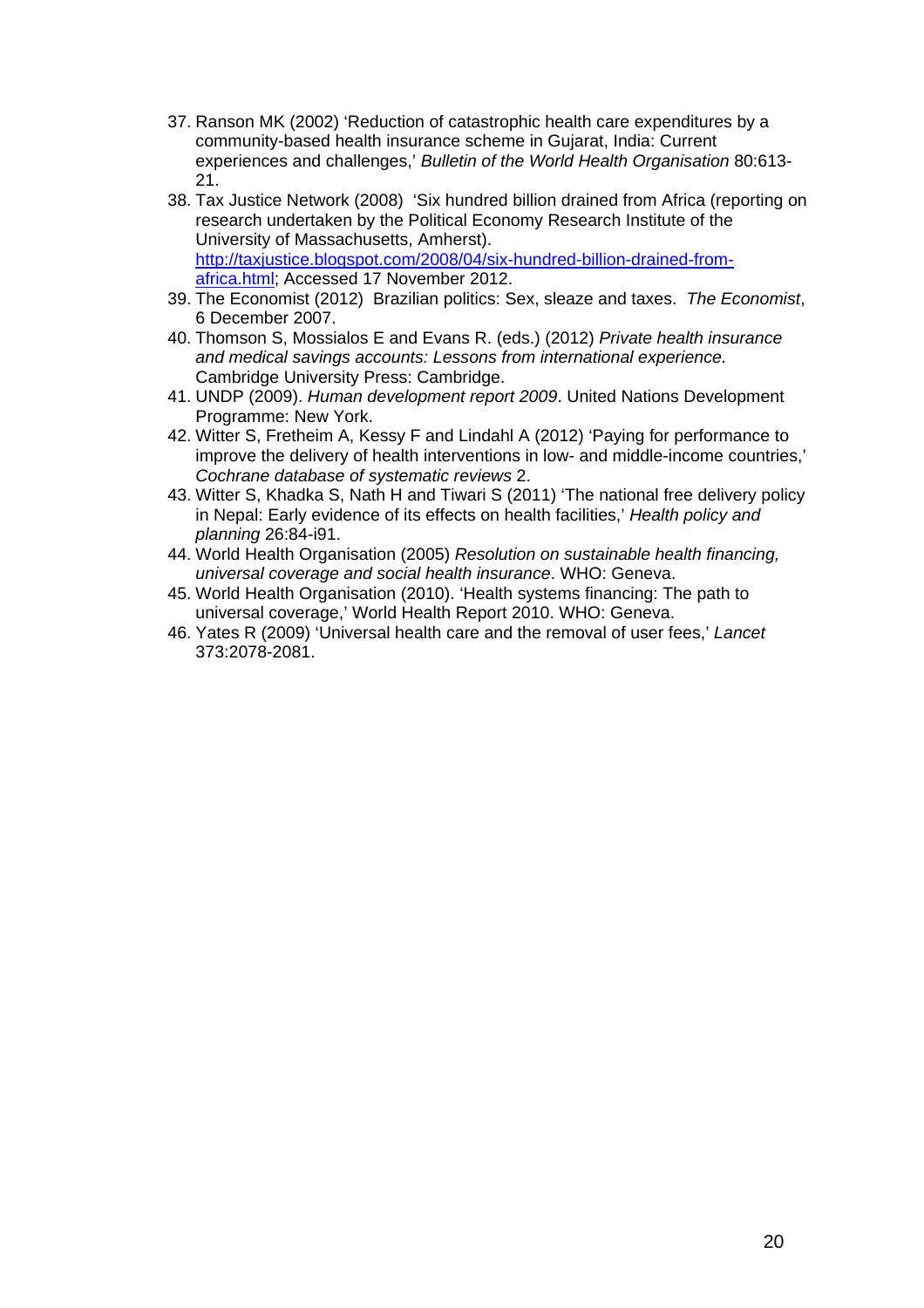37. Ranson MK (2002) 'Reduction of catastrophic health care expenditures by a community-based health insurance scheme in Gujarat, India: Current experiences and challenges,' *Bulletin of the World Health Organisation* 80:613-21.
38. Tax Justice Network (2008) 'Six hundred billion drained from Africa (reporting on research undertaken by the Political Economy Research Institute of the University of Massachusetts, Amherst). http://taxjustice.blogspot.com/2008/04/six-hundred-billion-drained-from-africa.html; Accessed 17 November 2012.
39. The Economist (2012) Brazilian politics: Sex, sleaze and taxes. *The Economist*, 6 December 2007.
40. Thomson S, Mossialos E and Evans R. (eds.) (2012) *Private health insurance and medical savings accounts: Lessons from international experience.* Cambridge University Press: Cambridge.
41. UNDP (2009). *Human development report 2009*. United Nations Development Programme: New York.
42. Witter S, Fretheim A, Kessy F and Lindahl A (2012) 'Paying for performance to improve the delivery of health interventions in low- and middle-income countries,' *Cochrane database of systematic reviews* 2.
43. Witter S, Khadka S, Nath H and Tiwari S (2011) 'The national free delivery policy in Nepal: Early evidence of its effects on health facilities,' *Health policy and planning* 26:84-i91.
44. World Health Organisation (2005) *Resolution on sustainable health financing, universal coverage and social health insurance*. WHO: Geneva.
45. World Health Organisation (2010). 'Health systems financing: The path to universal coverage,' World Health Report 2010. WHO: Geneva.
46. Yates R (2009) 'Universal health care and the removal of user fees,' *Lancet* 373:2078-2081.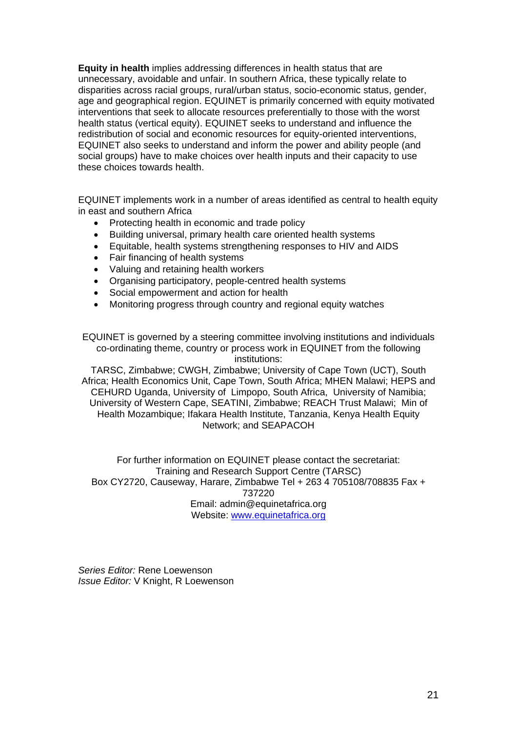**Equity in health** implies addressing differences in health status that are unnecessary, avoidable and unfair. In southern Africa, these typically relate to disparities across racial groups, rural/urban status, socio-economic status, gender, age and geographical region. EQUINET is primarily concerned with equity motivated interventions that seek to allocate resources preferentially to those with the worst health status (vertical equity). EQUINET seeks to understand and influence the redistribution of social and economic resources for equity-oriented interventions, EQUINET also seeks to understand and inform the power and ability people (and social groups) have to make choices over health inputs and their capacity to use these choices towards health.

EQUINET implements work in a number of areas identified as central to health equity in east and southern Africa

- Protecting health in economic and trade policy
- Building universal, primary health care oriented health systems
- Equitable, health systems strengthening responses to HIV and AIDS
- Fair financing of health systems
- Valuing and retaining health workers
- Organising participatory, people-centred health systems
- Social empowerment and action for health
- Monitoring progress through country and regional equity watches

EQUINET is governed by a steering committee involving institutions and individuals co-ordinating theme, country or process work in EQUINET from the following institutions:
TARSC, Zimbabwe; CWGH, Zimbabwe; University of Cape Town (UCT), South Africa; Health Economics Unit, Cape Town, South Africa; MHEN Malawi; HEPS and CEHURD Uganda, University of Limpopo, South Africa, University of Namibia; University of Western Cape, SEATINI, Zimbabwe; REACH Trust Malawi; Min of Health Mozambique; Ifakara Health Institute, Tanzania, Kenya Health Equity Network; and SEAPACOH

For further information on EQUINET please contact the secretariat:
Training and Research Support Centre (TARSC)
Box CY2720, Causeway, Harare, Zimbabwe Tel + 263 4 705108/708835 Fax + 737220
Email: admin@equinetafrica.org
Website: www.equinetafrica.org

*Series Editor:* Rene Loewenson
*Issue Editor:* V Knight, R Loewenson